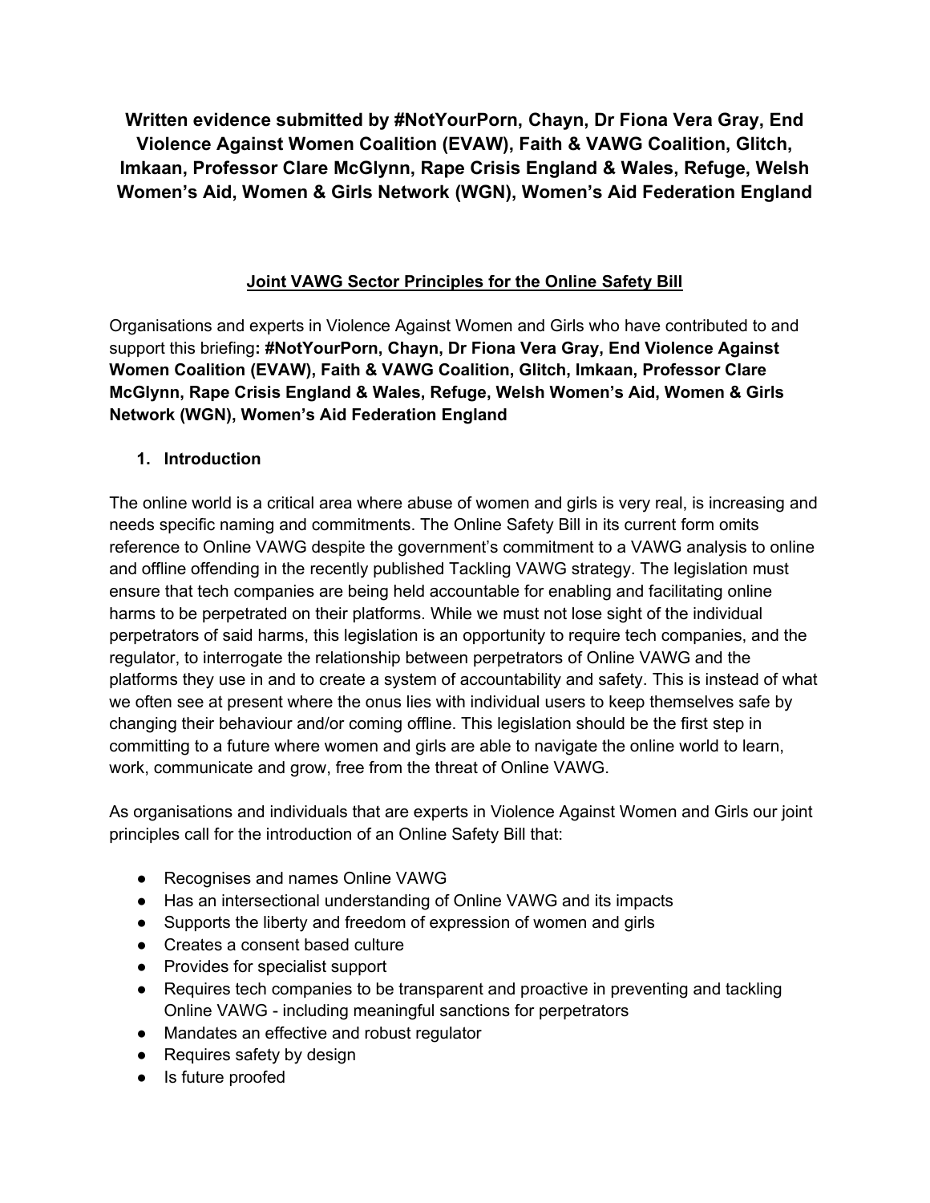**Written evidence submitted by #NotYourPorn, Chayn, Dr Fiona Vera Gray, End Violence Against Women Coalition (EVAW), Faith & VAWG Coalition, Glitch, Imkaan, Professor Clare McGlynn, Rape Crisis England & Wales, Refuge, Welsh Women's Aid, Women & Girls Network (WGN), Women's Aid Federation England**

## Joint VAWG Sector Principles for the Online Safety Bill

Organisations and experts in Violence Against Women and Girls who have contributed to and support this briefing**: #NotYourPorn, Chayn, Dr Fiona Vera Gray, End Violence Against Women Coalition (EVAW), Faith & VAWG Coalition, Glitch, Imkaan, Professor Clare McGlynn, Rape Crisis England & Wales, Refuge, Welsh Women's Aid, Women & Girls Network (WGN), Women's Aid Federation England**

### 1. Introduction

The online world is a critical area where abuse of women and girls is very real, is increasing and needs specific naming and commitments. The Online Safety Bill in its current form omits reference to Online VAWG despite the government's commitment to a VAWG analysis to online and offline offending in the recently published Tackling VAWG strategy. The legislation must ensure that tech companies are being held accountable for enabling and facilitating online harms to be perpetrated on their platforms. While we must not lose sight of the individual perpetrators of said harms, this legislation is an opportunity to require tech companies, and the regulator, to interrogate the relationship between perpetrators of Online VAWG and the platforms they use in and to create a system of accountability and safety. This is instead of what we often see at present where the onus lies with individual users to keep themselves safe by changing their behaviour and/or coming offline. This legislation should be the first step in committing to a future where women and girls are able to navigate the online world to learn, work, communicate and grow, free from the threat of Online VAWG.

As organisations and individuals that are experts in Violence Against Women and Girls our joint principles call for the introduction of an Online Safety Bill that:

- Recognises and names Online VAWG
- Has an intersectional understanding of Online VAWG and its impacts
- Supports the liberty and freedom of expression of women and girls
- Creates a consent based culture
- Provides for specialist support
- Requires tech companies to be transparent and proactive in preventing and tackling Online VAWG - including meaningful sanctions for perpetrators
- Mandates an effective and robust regulator
- Requires safety by design
- Is future proofed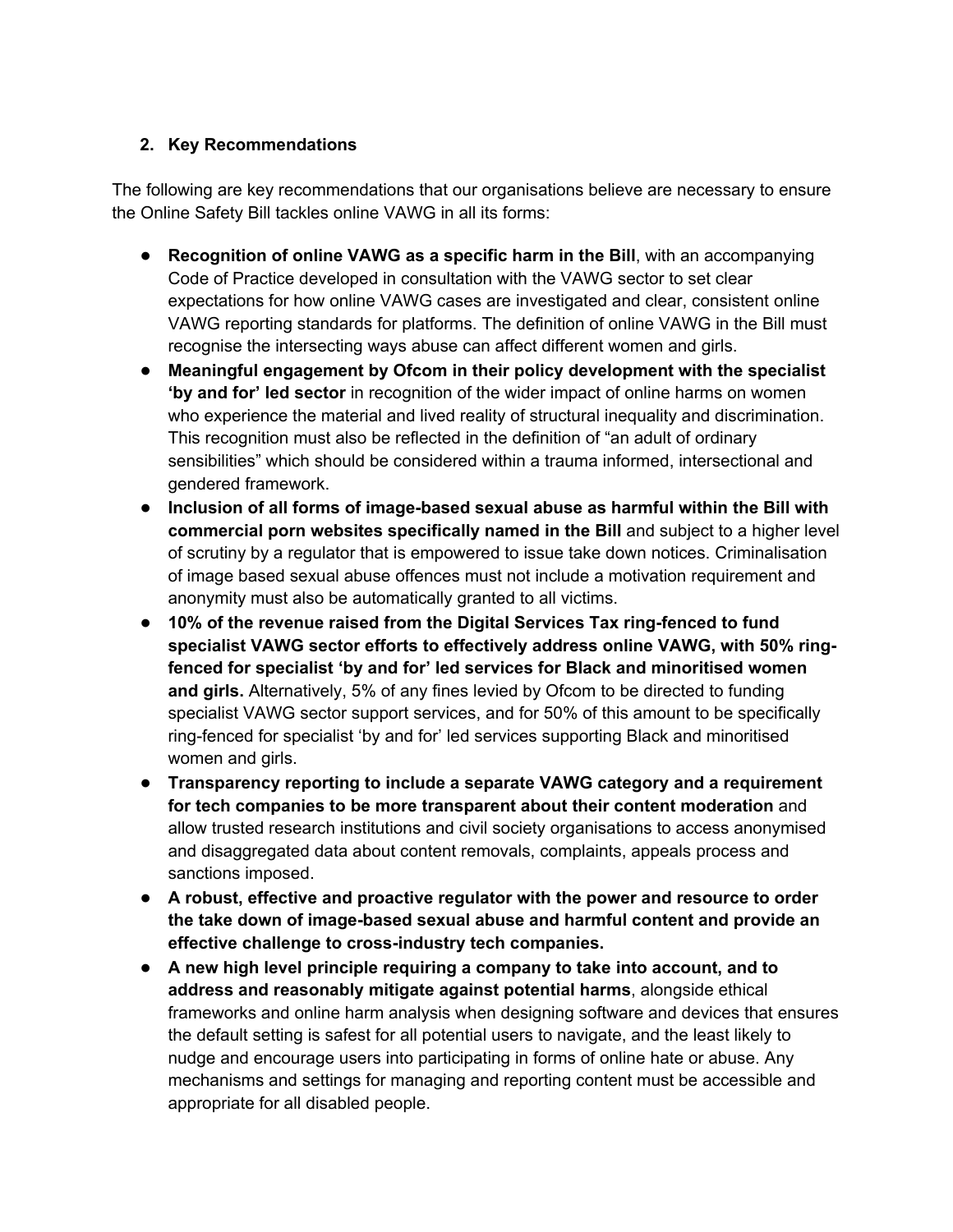## 2. Key Recommendations

The following are key recommendations that our organisations believe are necessary to ensure the Online Safety Bill tackles online VAWG in all its forms:

- **Recognition of online VAWG as a specific harm in the Bill**, with an accompanying Code of Practice developed in consultation with the VAWG sector to set clear expectations for how online VAWG cases are investigated and clear, consistent online VAWG reporting standards for platforms. The definition of online VAWG in the Bill must recognise the intersecting ways abuse can affect different women and girls.
- **Meaningful engagement by Ofcom in their policy development with the specialist 'by and for' led sector** in recognition of the wider impact of online harms on women who experience the material and lived reality of structural inequality and discrimination. This recognition must also be reflected in the definition of "an adult of ordinary sensibilities" which should be considered within a trauma informed, intersectional and gendered framework.
- **Inclusion of all forms of image-based sexual abuse as harmful within the Bill with commercial porn websites specifically named in the Bill** and subject to a higher level of scrutiny by a regulator that is empowered to issue take down notices. Criminalisation of image based sexual abuse offences must not include a motivation requirement and anonymity must also be automatically granted to all victims.
- **10% of the revenue raised from the Digital Services Tax ring-fenced to fund specialist VAWG sector efforts to effectively address online VAWG, with 50% ring-fenced for specialist 'by and for' led services for Black and minoritised women and girls.** Alternatively, 5% of any fines levied by Ofcom to be directed to funding specialist VAWG sector support services, and for 50% of this amount to be specifically ring-fenced for specialist 'by and for' led services supporting Black and minoritised women and girls.
- **Transparency reporting to include a separate VAWG category and a requirement for tech companies to be more transparent about their content moderation** and allow trusted research institutions and civil society organisations to access anonymised and disaggregated data about content removals, complaints, appeals process and sanctions imposed.
- **A robust, effective and proactive regulator with the power and resource to order the take down of image-based sexual abuse and harmful content and provide an effective challenge to cross-industry tech companies.**
- **A new high level principle requiring a company to take into account, and to address and reasonably mitigate against potential harms**, alongside ethical frameworks and online harm analysis when designing software and devices that ensures the default setting is safest for all potential users to navigate, and the least likely to nudge and encourage users into participating in forms of online hate or abuse. Any mechanisms and settings for managing and reporting content must be accessible and appropriate for all disabled people.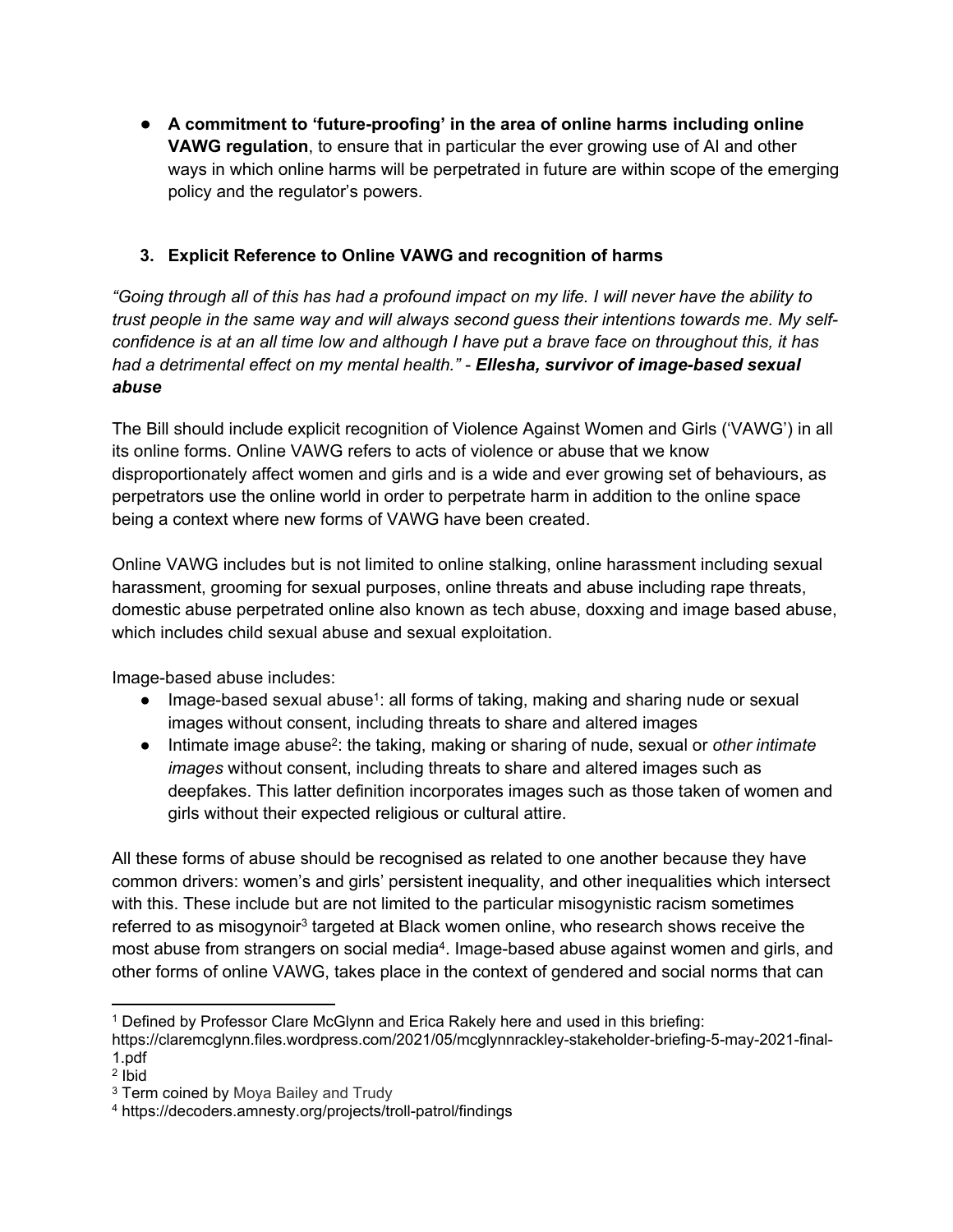- **A commitment to 'future-proofing' in the area of online harms including online VAWG regulation**, to ensure that in particular the ever growing use of AI and other ways in which online harms will be perpetrated in future are within scope of the emerging policy and the regulator's powers.

### 3. Explicit Reference to Online VAWG and recognition of harms

*"Going through all of this has had a profound impact on my life. I will never have the ability to trust people in the same way and will always second guess their intentions towards me. My self-confidence is at an all time low and although I have put a brave face on throughout this, it has had a detrimental effect on my mental health." -* ***Ellesha, survivor of image-based sexual abuse***

The Bill should include explicit recognition of Violence Against Women and Girls ('VAWG') in all its online forms. Online VAWG refers to acts of violence or abuse that we know disproportionately affect women and girls and is a wide and ever growing set of behaviours, as perpetrators use the online world in order to perpetrate harm in addition to the online space being a context where new forms of VAWG have been created.

Online VAWG includes but is not limited to online stalking, online harassment including sexual harassment, grooming for sexual purposes, online threats and abuse including rape threats, domestic abuse perpetrated online also known as tech abuse, doxxing and image based abuse, which includes child sexual abuse and sexual exploitation.

Image-based abuse includes:

- Image-based sexual abuse[1]: all forms of taking, making and sharing nude or sexual images without consent, including threats to share and altered images
- Intimate image abuse[2]: the taking, making or sharing of nude, sexual or *other intimate images* without consent, including threats to share and altered images such as deepfakes. This latter definition incorporates images such as those taken of women and girls without their expected religious or cultural attire.

All these forms of abuse should be recognised as related to one another because they have common drivers: women's and girls' persistent inequality, and other inequalities which intersect with this. These include but are not limited to the particular misogynistic racism sometimes referred to as misogynoir[3] targeted at Black women online, who research shows receive the most abuse from strangers on social media[4]. Image-based abuse against women and girls, and other forms of online VAWG, takes place in the context of gendered and social norms that can

---

[1] Defined by Professor Clare McGlynn and Erica Rakely here and used in this briefing: https://claremcglynn.files.wordpress.com/2021/05/mcglynnrackley-stakeholder-briefing-5-may-2021-final-1.pdf

[2] Ibid

[3] Term coined by Moya Bailey and Trudy

[4] https://decoders.amnesty.org/projects/troll-patrol/findings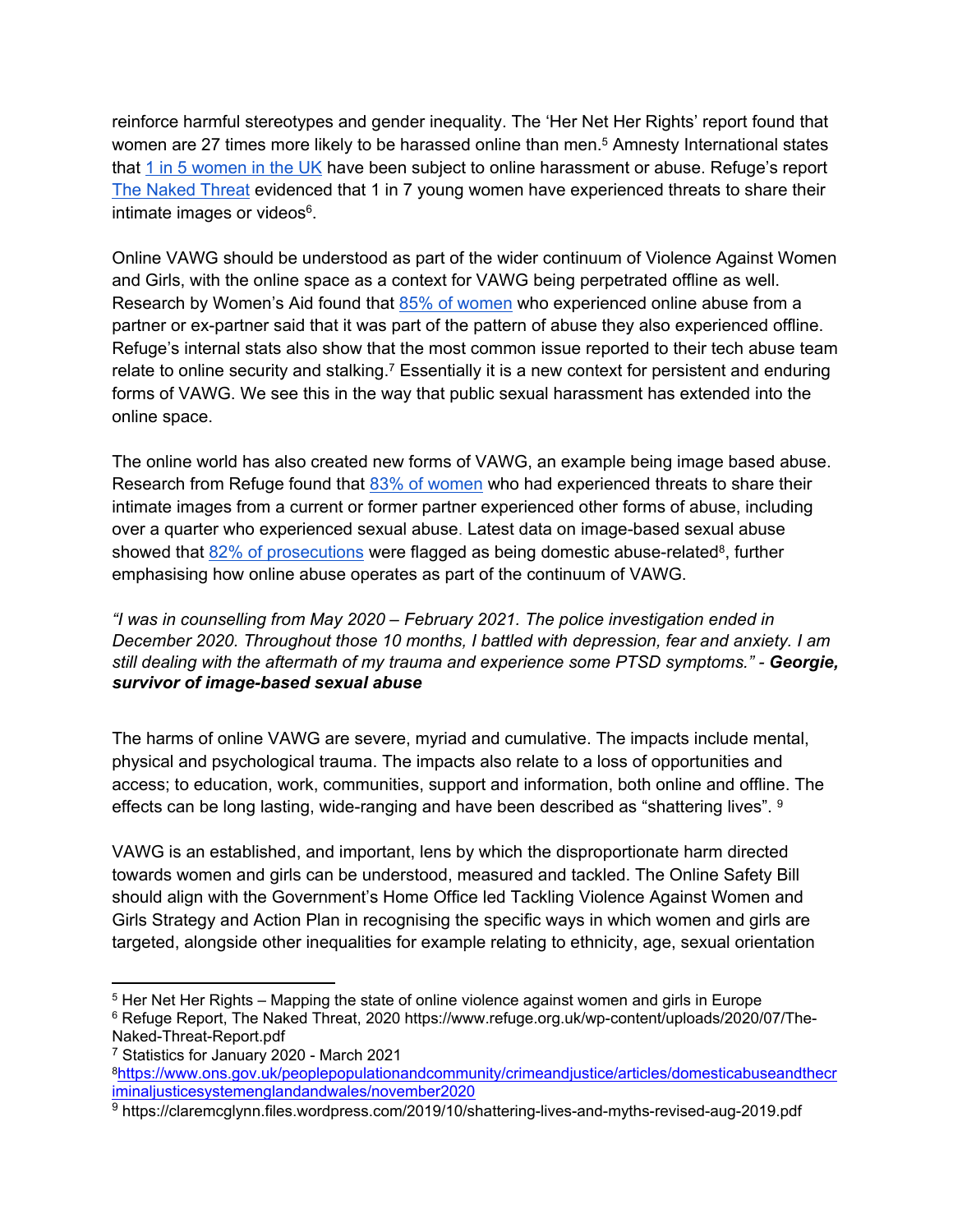reinforce harmful stereotypes and gender inequality. The 'Her Net Her Rights' report found that women are 27 times more likely to be harassed online than men.[5] Amnesty International states that 1 in 5 women in the UK have been subject to online harassment or abuse. Refuge's report The Naked Threat evidenced that 1 in 7 young women have experienced threats to share their intimate images or videos[6].

Online VAWG should be understood as part of the wider continuum of Violence Against Women and Girls, with the online space as a context for VAWG being perpetrated offline as well. Research by Women's Aid found that 85% of women who experienced online abuse from a partner or ex-partner said that it was part of the pattern of abuse they also experienced offline. Refuge's internal stats also show that the most common issue reported to their tech abuse team relate to online security and stalking.[7] Essentially it is a new context for persistent and enduring forms of VAWG. We see this in the way that public sexual harassment has extended into the online space.

The online world has also created new forms of VAWG, an example being image based abuse. Research from Refuge found that 83% of women who had experienced threats to share their intimate images from a current or former partner experienced other forms of abuse, including over a quarter who experienced sexual abuse. Latest data on image-based sexual abuse showed that 82% of prosecutions were flagged as being domestic abuse-related[8], further emphasising how online abuse operates as part of the continuum of VAWG.

*"I was in counselling from May 2020 – February 2021. The police investigation ended in December 2020. Throughout those 10 months, I battled with depression, fear and anxiety. I am still dealing with the aftermath of my trauma and experience some PTSD symptoms."* - ***Georgie, survivor of image-based sexual abuse***

The harms of online VAWG are severe, myriad and cumulative. The impacts include mental, physical and psychological trauma. The impacts also relate to a loss of opportunities and access; to education, work, communities, support and information, both online and offline. The effects can be long lasting, wide-ranging and have been described as "shattering lives". [9]

VAWG is an established, and important, lens by which the disproportionate harm directed towards women and girls can be understood, measured and tackled. The Online Safety Bill should align with the Government's Home Office led Tackling Violence Against Women and Girls Strategy and Action Plan in recognising the specific ways in which women and girls are targeted, alongside other inequalities for example relating to ethnicity, age, sexual orientation

---

[5] Her Net Her Rights – Mapping the state of online violence against women and girls in Europe

[6] Refuge Report, The Naked Threat, 2020 https://www.refuge.org.uk/wp-content/uploads/2020/07/The-Naked-Threat-Report.pdf

[7] Statistics for January 2020 - March 2021

[8] https://www.ons.gov.uk/peoplepopulationandcommunity/crimeandjustice/articles/domesticabuseandthecriminaljusticesystemenglandandwales/november2020

[9] https://claremcglynn.files.wordpress.com/2019/10/shattering-lives-and-myths-revised-aug-2019.pdf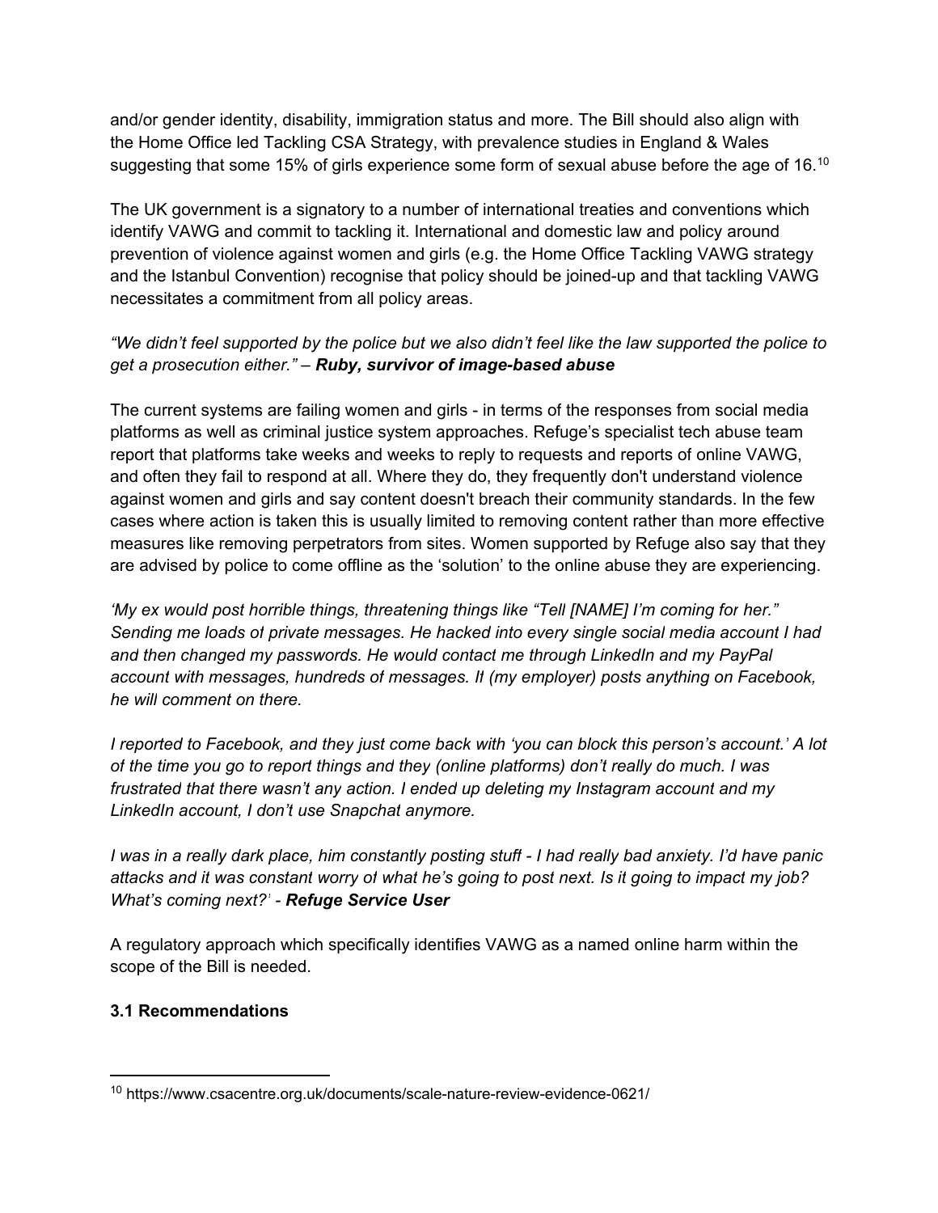and/or gender identity, disability, immigration status and more. The Bill should also align with the Home Office led Tackling CSA Strategy, with prevalence studies in England & Wales suggesting that some 15% of girls experience some form of sexual abuse before the age of 16.[10]

The UK government is a signatory to a number of international treaties and conventions which identify VAWG and commit to tackling it. International and domestic law and policy around prevention of violence against women and girls (e.g. the Home Office Tackling VAWG strategy and the Istanbul Convention) recognise that policy should be joined-up and that tackling VAWG necessitates a commitment from all policy areas.

*"We didn't feel supported by the police but we also didn't feel like the law supported the police to get a prosecution either."* – ***Ruby, survivor of image-based abuse***

The current systems are failing women and girls - in terms of the responses from social media platforms as well as criminal justice system approaches. Refuge's specialist tech abuse team report that platforms take weeks and weeks to reply to requests and reports of online VAWG, and often they fail to respond at all. Where they do, they frequently don't understand violence against women and girls and say content doesn't breach their community standards. In the few cases where action is taken this is usually limited to removing content rather than more effective measures like removing perpetrators from sites. Women supported by Refuge also say that they are advised by police to come offline as the 'solution' to the online abuse they are experiencing.

*'My ex would post horrible things, threatening things like "Tell [NAME] I'm coming for her." Sending me loads of private messages. He hacked into every single social media account I had and then changed my passwords. He would contact me through LinkedIn and my PayPal account with messages, hundreds of messages. If (my employer) posts anything on Facebook, he will comment on there.*

*I reported to Facebook, and they just come back with 'you can block this person's account.' A lot of the time you go to report things and they (online platforms) don't really do much. I was frustrated that there wasn't any action. I ended up deleting my Instagram account and my LinkedIn account, I don't use Snapchat anymore.*

*I was in a really dark place, him constantly posting stuff - I had really bad anxiety. I'd have panic attacks and it was constant worry of what he's going to post next. Is it going to impact my job? What's coming next?'* - ***Refuge Service User***

A regulatory approach which specifically identifies VAWG as a named online harm within the scope of the Bill is needed.

### 3.1 Recommendations

---

[10] https://www.csacentre.org.uk/documents/scale-nature-review-evidence-0621/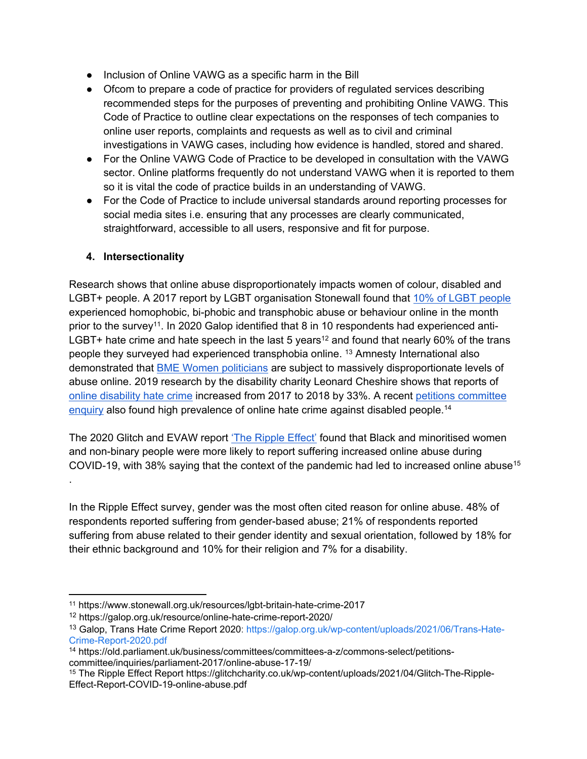- Inclusion of Online VAWG as a specific harm in the Bill
- Ofcom to prepare a code of practice for providers of regulated services describing recommended steps for the purposes of preventing and prohibiting Online VAWG. This Code of Practice to outline clear expectations on the responses of tech companies to online user reports, complaints and requests as well as to civil and criminal investigations in VAWG cases, including how evidence is handled, stored and shared.
- For the Online VAWG Code of Practice to be developed in consultation with the VAWG sector. Online platforms frequently do not understand VAWG when it is reported to them so it is vital the code of practice builds in an understanding of VAWG.
- For the Code of Practice to include universal standards around reporting processes for social media sites i.e. ensuring that any processes are clearly communicated, straightforward, accessible to all users, responsive and fit for purpose.

## 4. Intersectionality

Research shows that online abuse disproportionately impacts women of colour, disabled and LGBT+ people. A 2017 report by LGBT organisation Stonewall found that 10% of LGBT people experienced homophobic, bi-phobic and transphobic abuse or behaviour online in the month prior to the survey[11]. In 2020 Galop identified that 8 in 10 respondents had experienced anti-LGBT+ hate crime and hate speech in the last 5 years[12] and found that nearly 60% of the trans people they surveyed had experienced transphobia online. [13] Amnesty International also demonstrated that BME Women politicians are subject to massively disproportionate levels of abuse online. 2019 research by the disability charity Leonard Cheshire shows that reports of online disability hate crime increased from 2017 to 2018 by 33%. A recent petitions committee enquiry also found high prevalence of online hate crime against disabled people.[14]

The 2020 Glitch and EVAW report 'The Ripple Effect' found that Black and minoritised women and non-binary people were more likely to report suffering increased online abuse during COVID-19, with 38% saying that the context of the pandemic had led to increased online abuse[15].

In the Ripple Effect survey, gender was the most often cited reason for online abuse. 48% of respondents reported suffering from gender-based abuse; 21% of respondents reported suffering from abuse related to their gender identity and sexual orientation, followed by 18% for their ethnic background and 10% for their religion and 7% for a disability.

---

[11] https://www.stonewall.org.uk/resources/lgbt-britain-hate-crime-2017

[12] https://galop.org.uk/resource/online-hate-crime-report-2020/

[13] Galop, Trans Hate Crime Report 2020: https://galop.org.uk/wp-content/uploads/2021/06/Trans-Hate-Crime-Report-2020.pdf

[14] https://old.parliament.uk/business/committees/committees-a-z/commons-select/petitions-committee/inquiries/parliament-2017/online-abuse-17-19/

[15] The Ripple Effect Report https://glitchcharity.co.uk/wp-content/uploads/2021/04/Glitch-The-Ripple-Effect-Report-COVID-19-online-abuse.pdf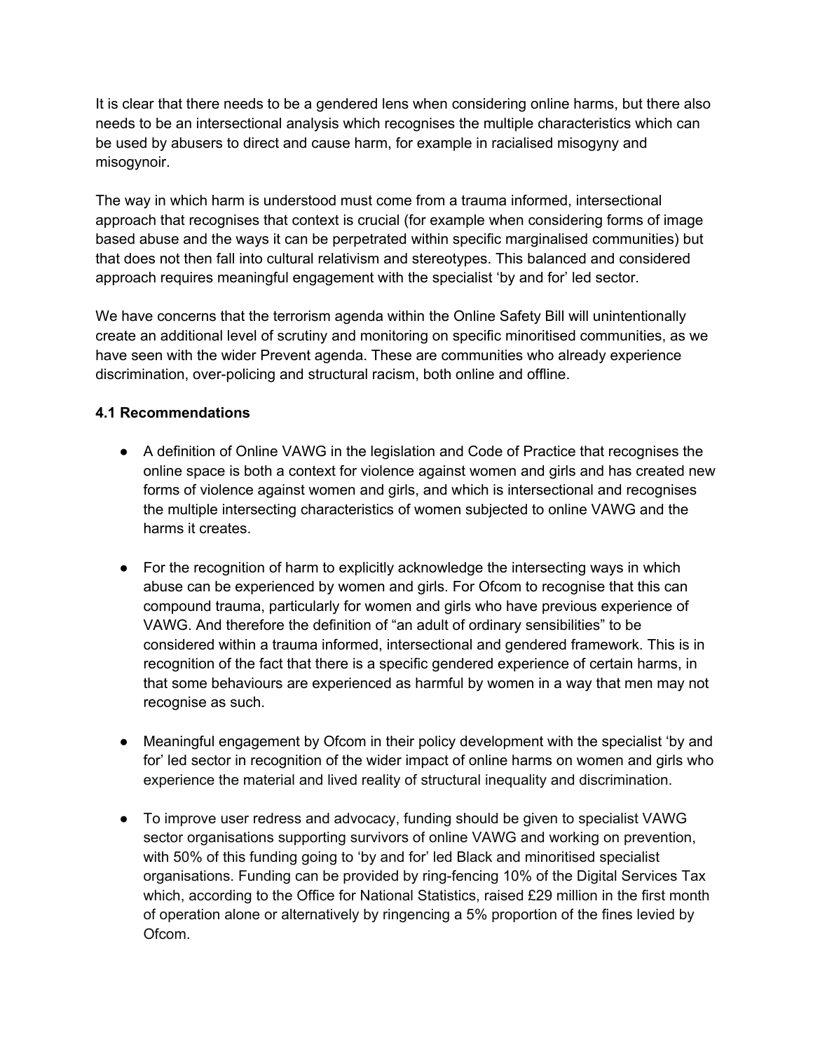It is clear that there needs to be a gendered lens when considering online harms, but there also needs to be an intersectional analysis which recognises the multiple characteristics which can be used by abusers to direct and cause harm, for example in racialised misogyny and misogynoir.

The way in which harm is understood must come from a trauma informed, intersectional approach that recognises that context is crucial (for example when considering forms of image based abuse and the ways it can be perpetrated within specific marginalised communities) but that does not then fall into cultural relativism and stereotypes. This balanced and considered approach requires meaningful engagement with the specialist 'by and for' led sector.

We have concerns that the terrorism agenda within the Online Safety Bill will unintentionally create an additional level of scrutiny and monitoring on specific minoritised communities, as we have seen with the wider Prevent agenda. These are communities who already experience discrimination, over-policing and structural racism, both online and offline.

**4.1 Recommendations**

- A definition of Online VAWG in the legislation and Code of Practice that recognises the online space is both a context for violence against women and girls and has created new forms of violence against women and girls, and which is intersectional and recognises the multiple intersecting characteristics of women subjected to online VAWG and the harms it creates.

- For the recognition of harm to explicitly acknowledge the intersecting ways in which abuse can be experienced by women and girls. For Ofcom to recognise that this can compound trauma, particularly for women and girls who have previous experience of VAWG. And therefore the definition of "an adult of ordinary sensibilities" to be considered within a trauma informed, intersectional and gendered framework. This is in recognition of the fact that there is a specific gendered experience of certain harms, in that some behaviours are experienced as harmful by women in a way that men may not recognise as such.

- Meaningful engagement by Ofcom in their policy development with the specialist 'by and for' led sector in recognition of the wider impact of online harms on women and girls who experience the material and lived reality of structural inequality and discrimination.

- To improve user redress and advocacy, funding should be given to specialist VAWG sector organisations supporting survivors of online VAWG and working on prevention, with 50% of this funding going to 'by and for' led Black and minoritised specialist organisations. Funding can be provided by ring-fencing 10% of the Digital Services Tax which, according to the Office for National Statistics, raised £29 million in the first month of operation alone or alternatively by ringencing a 5% proportion of the fines levied by Ofcom.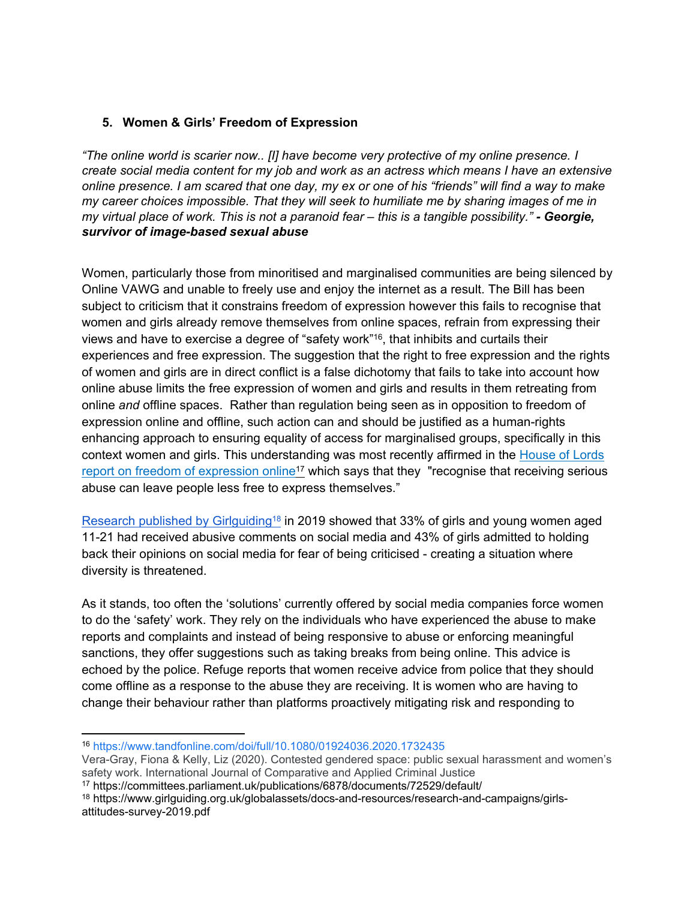## 5. Women & Girls' Freedom of Expression

*"The online world is scarier now.. [I] have become very protective of my online presence. I create social media content for my job and work as an actress which means I have an extensive online presence. I am scared that one day, my ex or one of his "friends" will find a way to make my career choices impossible. That they will seek to humiliate me by sharing images of me in my virtual place of work. This is not a paranoid fear – this is a tangible possibility."* ***- Georgie, survivor of image-based sexual abuse***

Women, particularly those from minoritised and marginalised communities are being silenced by Online VAWG and unable to freely use and enjoy the internet as a result. The Bill has been subject to criticism that it constrains freedom of expression however this fails to recognise that women and girls already remove themselves from online spaces, refrain from expressing their views and have to exercise a degree of "safety work"[16], that inhibits and curtails their experiences and free expression. The suggestion that the right to free expression and the rights of women and girls are in direct conflict is a false dichotomy that fails to take into account how online abuse limits the free expression of women and girls and results in them retreating from online *and* offline spaces. Rather than regulation being seen as in opposition to freedom of expression online and offline, such action can and should be justified as a human-rights enhancing approach to ensuring equality of access for marginalised groups, specifically in this context women and girls. This understanding was most recently affirmed in the House of Lords report on freedom of expression online[17] which says that they "recognise that receiving serious abuse can leave people less free to express themselves."

Research published by Girlguiding[18] in 2019 showed that 33% of girls and young women aged 11-21 had received abusive comments on social media and 43% of girls admitted to holding back their opinions on social media for fear of being criticised - creating a situation where diversity is threatened.

As it stands, too often the 'solutions' currently offered by social media companies force women to do the 'safety' work. They rely on the individuals who have experienced the abuse to make reports and complaints and instead of being responsive to abuse or enforcing meaningful sanctions, they offer suggestions such as taking breaks from being online. This advice is echoed by the police. Refuge reports that women receive advice from police that they should come offline as a response to the abuse they are receiving. It is women who are having to change their behaviour rather than platforms proactively mitigating risk and responding to

---

[16] https://www.tandfonline.com/doi/full/10.1080/01924036.2020.1732435
Vera-Gray, Fiona & Kelly, Liz (2020). Contested gendered space: public sexual harassment and women's safety work. International Journal of Comparative and Applied Criminal Justice

[17] https://committees.parliament.uk/publications/6878/documents/72529/default/

[18] https://www.girlguiding.org.uk/globalassets/docs-and-resources/research-and-campaigns/girls-attitudes-survey-2019.pdf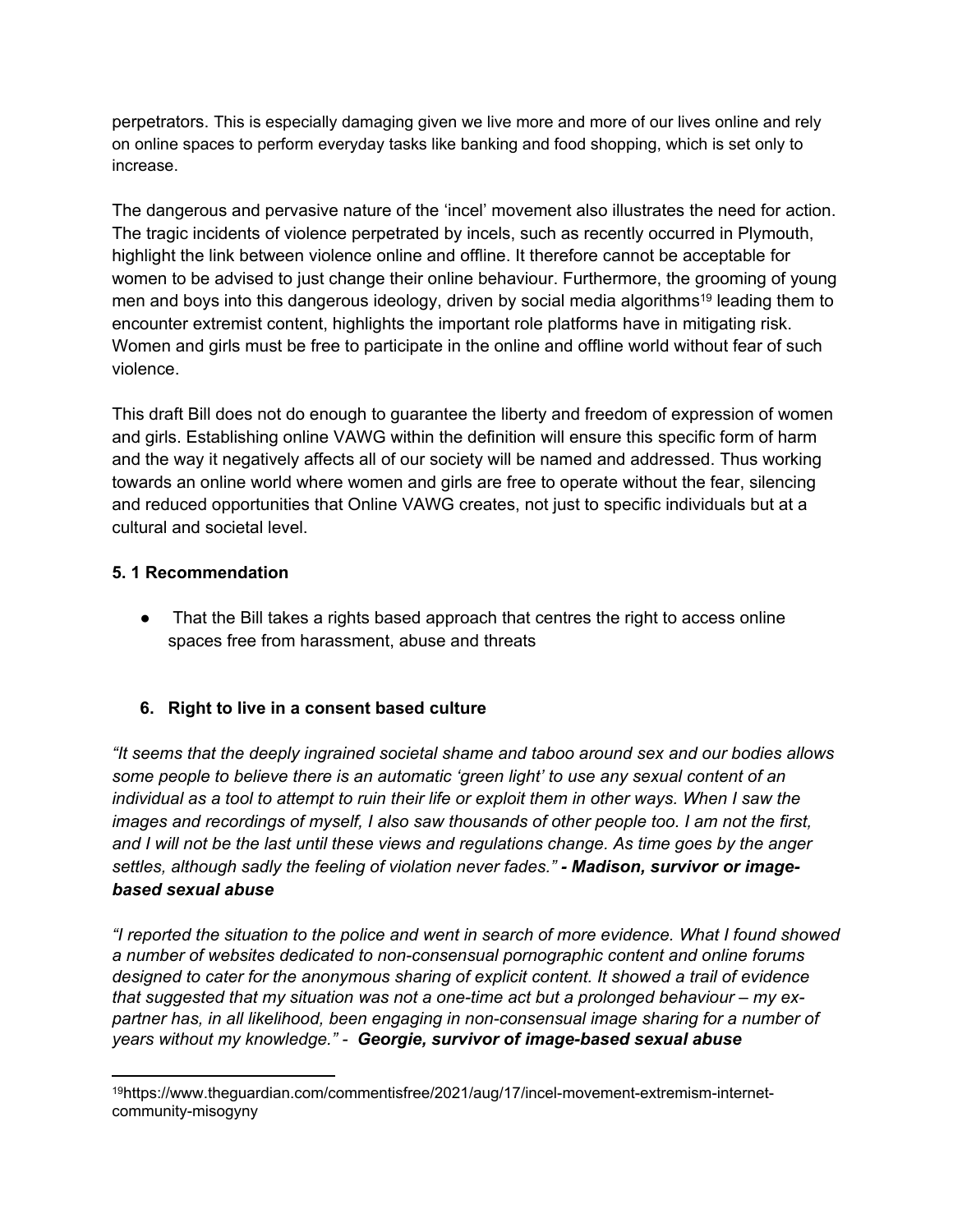perpetrators. This is especially damaging given we live more and more of our lives online and rely on online spaces to perform everyday tasks like banking and food shopping, which is set only to increase.

The dangerous and pervasive nature of the 'incel' movement also illustrates the need for action. The tragic incidents of violence perpetrated by incels, such as recently occurred in Plymouth, highlight the link between violence online and offline. It therefore cannot be acceptable for women to be advised to just change their online behaviour. Furthermore, the grooming of young men and boys into this dangerous ideology, driven by social media algorithms[19] leading them to encounter extremist content, highlights the important role platforms have in mitigating risk. Women and girls must be free to participate in the online and offline world without fear of such violence.

This draft Bill does not do enough to guarantee the liberty and freedom of expression of women and girls. Establishing online VAWG within the definition will ensure this specific form of harm and the way it negatively affects all of our society will be named and addressed. Thus working towards an online world where women and girls are free to operate without the fear, silencing and reduced opportunities that Online VAWG creates, not just to specific individuals but at a cultural and societal level.

**5. 1 Recommendation**

- That the Bill takes a rights based approach that centres the right to access online spaces free from harassment, abuse and threats

## 6. Right to live in a consent based culture

*"It seems that the deeply ingrained societal shame and taboo around sex and our bodies allows some people to believe there is an automatic 'green light' to use any sexual content of an individual as a tool to attempt to ruin their life or exploit them in other ways. When I saw the images and recordings of myself, I also saw thousands of other people too. I am not the first, and I will not be the last until these views and regulations change. As time goes by the anger settles, although sadly the feeling of violation never fades."* ***- Madison, survivor or image-based sexual abuse***

*"I reported the situation to the police and went in search of more evidence. What I found showed a number of websites dedicated to non-consensual pornographic content and online forums designed to cater for the anonymous sharing of explicit content. It showed a trail of evidence that suggested that my situation was not a one-time act but a prolonged behaviour – my ex-partner has, in all likelihood, been engaging in non-consensual image sharing for a number of years without my knowledge."* - ***Georgie, survivor of image-based sexual abuse***

---

[19] https://www.theguardian.com/commentisfree/2021/aug/17/incel-movement-extremism-internet-community-misogyny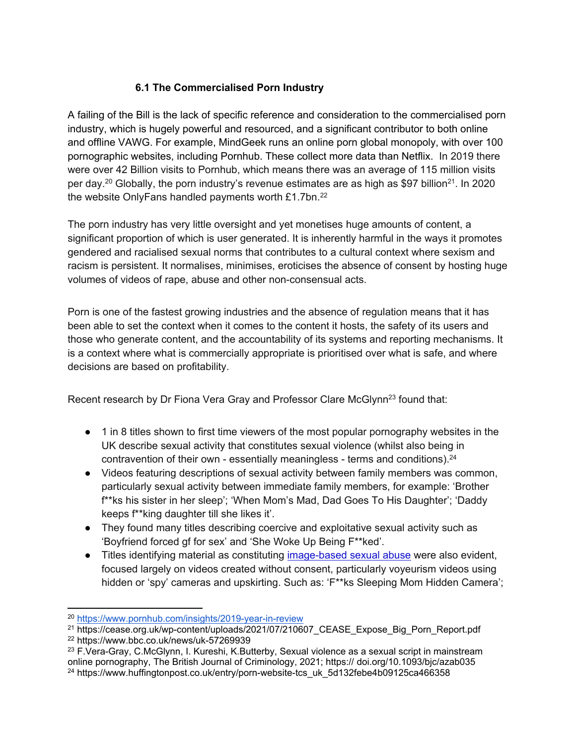### 6.1 The Commercialised Porn Industry

A failing of the Bill is the lack of specific reference and consideration to the commercialised porn industry, which is hugely powerful and resourced, and a significant contributor to both online and offline VAWG. For example, MindGeek runs an online porn global monopoly, with over 100 pornographic websites, including Pornhub. These collect more data than Netflix. In 2019 there were over 42 Billion visits to Pornhub, which means there was an average of 115 million visits per day.[20] Globally, the porn industry's revenue estimates are as high as $97 billion[21]. In 2020 the website OnlyFans handled payments worth £1.7bn.[22]

The porn industry has very little oversight and yet monetises huge amounts of content, a significant proportion of which is user generated. It is inherently harmful in the ways it promotes gendered and racialised sexual norms that contributes to a cultural context where sexism and racism is persistent. It normalises, minimises, eroticises the absence of consent by hosting huge volumes of videos of rape, abuse and other non-consensual acts.

Porn is one of the fastest growing industries and the absence of regulation means that it has been able to set the context when it comes to the content it hosts, the safety of its users and those who generate content, and the accountability of its systems and reporting mechanisms. It is a context where what is commercially appropriate is prioritised over what is safe, and where decisions are based on profitability.

Recent research by Dr Fiona Vera Gray and Professor Clare McGlynn[23] found that:

- 1 in 8 titles shown to first time viewers of the most popular pornography websites in the UK describe sexual activity that constitutes sexual violence (whilst also being in contravention of their own - essentially meaningless - terms and conditions).[24]
- Videos featuring descriptions of sexual activity between family members was common, particularly sexual activity between immediate family members, for example: 'Brother f**ks his sister in her sleep'; 'When Mom's Mad, Dad Goes To His Daughter'; 'Daddy keeps f**king daughter till she likes it'.
- They found many titles describing coercive and exploitative sexual activity such as 'Boyfriend forced gf for sex' and 'She Woke Up Being F**ked'.
- Titles identifying material as constituting [image-based sexual abuse]() were also evident, focused largely on videos created without consent, particularly voyeurism videos using hidden or 'spy' cameras and upskirting. Such as: 'F**ks Sleeping Mom Hidden Camera';

---

[20] https://www.pornhub.com/insights/2019-year-in-review

[21] https://cease.org.uk/wp-content/uploads/2021/07/210607_CEASE_Expose_Big_Porn_Report.pdf

[22] https://www.bbc.co.uk/news/uk-57269939

[23] F.Vera-Gray, C.McGlynn, I. Kureshi, K.Butterby, Sexual violence as a sexual script in mainstream online pornography, The British Journal of Criminology, 2021; https:// doi.org/10.1093/bjc/azab035

[24] https://www.huffingtonpost.co.uk/entry/porn-website-tcs_uk_5d132febe4b09125ca466358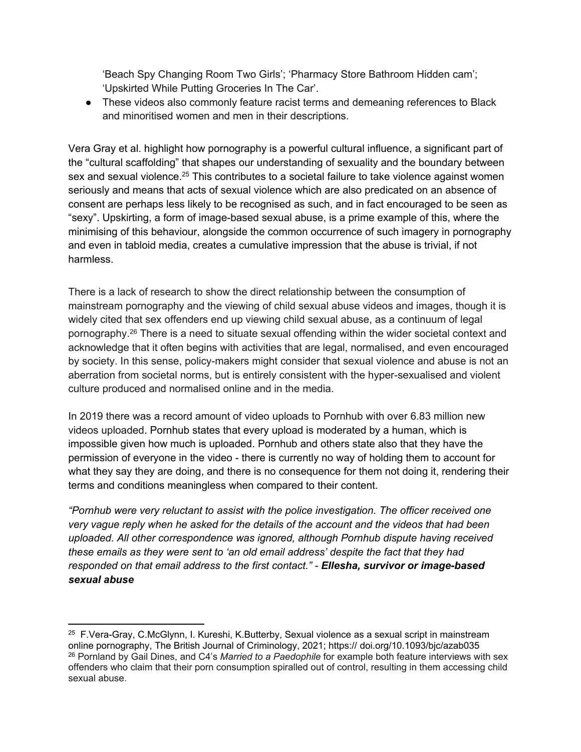'Beach Spy Changing Room Two Girls'; 'Pharmacy Store Bathroom Hidden cam'; 'Upskirted While Putting Groceries In The Car'.

- These videos also commonly feature racist terms and demeaning references to Black and minoritised women and men in their descriptions.

Vera Gray et al. highlight how pornography is a powerful cultural influence, a significant part of the "cultural scaffolding" that shapes our understanding of sexuality and the boundary between sex and sexual violence.[25] This contributes to a societal failure to take violence against women seriously and means that acts of sexual violence which are also predicated on an absence of consent are perhaps less likely to be recognised as such, and in fact encouraged to be seen as "sexy". Upskirting, a form of image-based sexual abuse, is a prime example of this, where the minimising of this behaviour, alongside the common occurrence of such imagery in pornography and even in tabloid media, creates a cumulative impression that the abuse is trivial, if not harmless.

There is a lack of research to show the direct relationship between the consumption of mainstream pornography and the viewing of child sexual abuse videos and images, though it is widely cited that sex offenders end up viewing child sexual abuse, as a continuum of legal pornography.[26] There is a need to situate sexual offending within the wider societal context and acknowledge that it often begins with activities that are legal, normalised, and even encouraged by society. In this sense, policy-makers might consider that sexual violence and abuse is not an aberration from societal norms, but is entirely consistent with the hyper-sexualised and violent culture produced and normalised online and in the media.

In 2019 there was a record amount of video uploads to Pornhub with over 6.83 million new videos uploaded. Pornhub states that every upload is moderated by a human, which is impossible given how much is uploaded. Pornhub and others state also that they have the permission of everyone in the video - there is currently no way of holding them to account for what they say they are doing, and there is no consequence for them not doing it, rendering their terms and conditions meaningless when compared to their content.

*"Pornhub were very reluctant to assist with the police investigation. The officer received one very vague reply when he asked for the details of the account and the videos that had been uploaded. All other correspondence was ignored, although Pornhub dispute having received these emails as they were sent to 'an old email address' despite the fact that they had responded on that email address to the first contact." -* ***Ellesha, survivor or image-based sexual abuse***

---

[25] F.Vera-Gray, C.McGlynn, I. Kureshi, K.Butterby, Sexual violence as a sexual script in mainstream online pornography, The British Journal of Criminology, 2021; https:// doi.org/10.1093/bjc/azab035

[26] Pornland by Gail Dines, and C4's *Married to a Paedophile* for example both feature interviews with sex offenders who claim that their porn consumption spiralled out of control, resulting in them accessing child sexual abuse.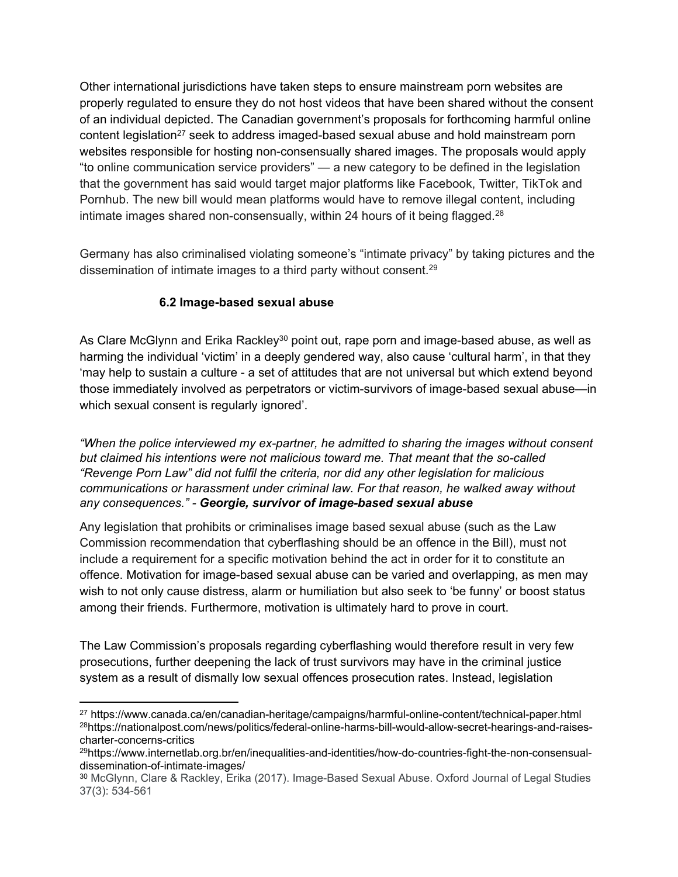Other international jurisdictions have taken steps to ensure mainstream porn websites are properly regulated to ensure they do not host videos that have been shared without the consent of an individual depicted. The Canadian government's proposals for forthcoming harmful online content legislation[27] seek to address imaged-based sexual abuse and hold mainstream porn websites responsible for hosting non-consensually shared images. The proposals would apply "to online communication service providers" — a new category to be defined in the legislation that the government has said would target major platforms like Facebook, Twitter, TikTok and Pornhub. The new bill would mean platforms would have to remove illegal content, including intimate images shared non-consensually, within 24 hours of it being flagged.[28]

Germany has also criminalised violating someone's "intimate privacy" by taking pictures and the dissemination of intimate images to a third party without consent.[29]

### 6.2 Image-based sexual abuse

As Clare McGlynn and Erika Rackley[30] point out, rape porn and image-based abuse, as well as harming the individual 'victim' in a deeply gendered way, also cause 'cultural harm', in that they 'may help to sustain a culture - a set of attitudes that are not universal but which extend beyond those immediately involved as perpetrators or victim-survivors of image-based sexual abuse—in which sexual consent is regularly ignored'.

*"When the police interviewed my ex-partner, he admitted to sharing the images without consent but claimed his intentions were not malicious toward me. That meant that the so-called "Revenge Porn Law" did not fulfil the criteria, nor did any other legislation for malicious communications or harassment under criminal law. For that reason, he walked away without any consequences."* - ***Georgie, survivor of image-based sexual abuse***

Any legislation that prohibits or criminalises image based sexual abuse (such as the Law Commission recommendation that cyberflashing should be an offence in the Bill), must not include a requirement for a specific motivation behind the act in order for it to constitute an offence. Motivation for image-based sexual abuse can be varied and overlapping, as men may wish to not only cause distress, alarm or humiliation but also seek to 'be funny' or boost status among their friends. Furthermore, motivation is ultimately hard to prove in court.

The Law Commission's proposals regarding cyberflashing would therefore result in very few prosecutions, further deepening the lack of trust survivors may have in the criminal justice system as a result of dismally low sexual offences prosecution rates. Instead, legislation

---

[27] https://www.canada.ca/en/canadian-heritage/campaigns/harmful-online-content/technical-paper.html

[28] https://nationalpost.com/news/politics/federal-online-harms-bill-would-allow-secret-hearings-and-raises-charter-concerns-critics

[29] https://www.internetlab.org.br/en/inequalities-and-identities/how-do-countries-fight-the-non-consensual-dissemination-of-intimate-images/

[30] McGlynn, Clare & Rackley, Erika (2017). Image-Based Sexual Abuse. Oxford Journal of Legal Studies 37(3): 534-561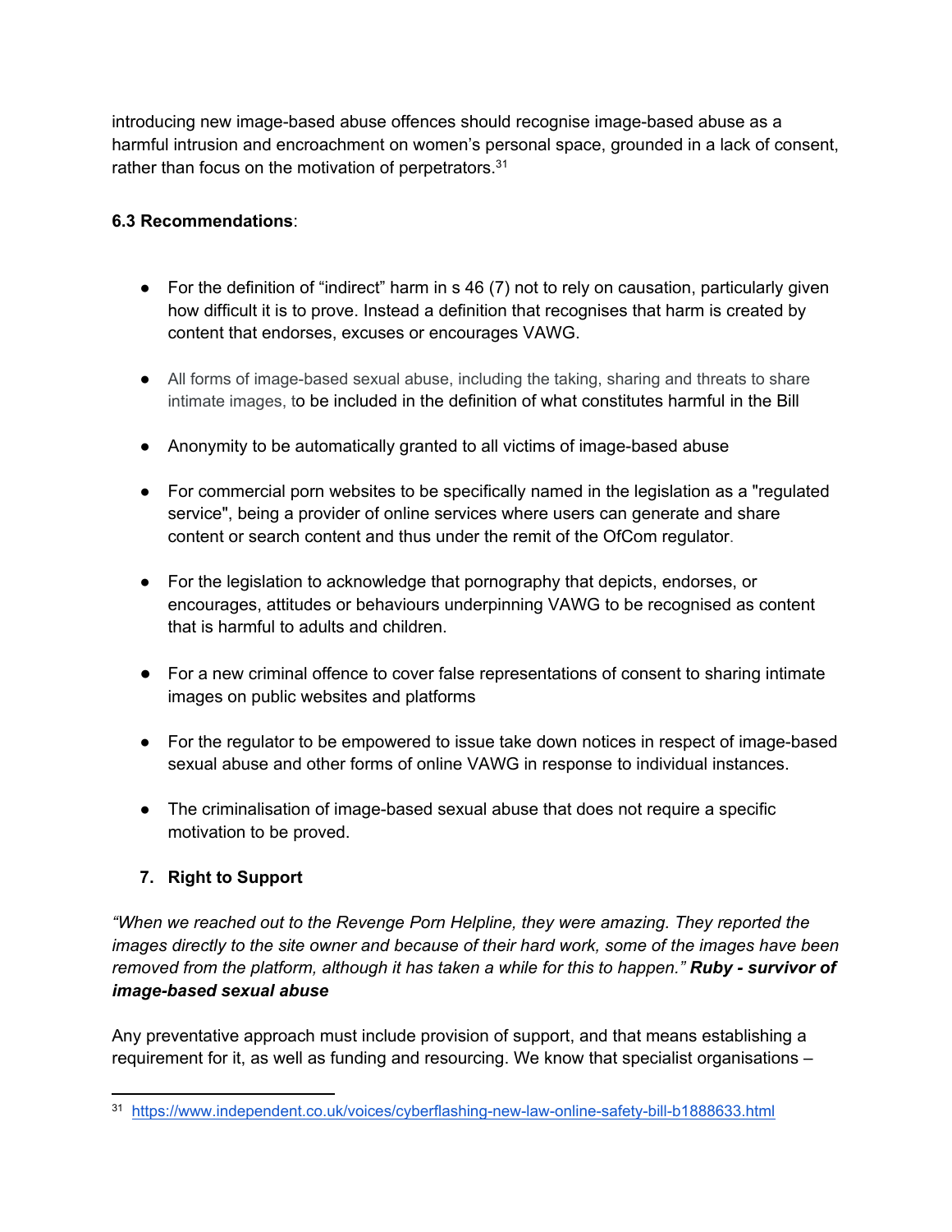introducing new image-based abuse offences should recognise image-based abuse as a harmful intrusion and encroachment on women's personal space, grounded in a lack of consent, rather than focus on the motivation of perpetrators.[31]

**6.3 Recommendations**:

- For the definition of "indirect" harm in s 46 (7) not to rely on causation, particularly given how difficult it is to prove. Instead a definition that recognises that harm is created by content that endorses, excuses or encourages VAWG.
- All forms of image-based sexual abuse, including the taking, sharing and threats to share intimate images, to be included in the definition of what constitutes harmful in the Bill
- Anonymity to be automatically granted to all victims of image-based abuse
- For commercial porn websites to be specifically named in the legislation as a "regulated service", being a provider of online services where users can generate and share content or search content and thus under the remit of the OfCom regulator.
- For the legislation to acknowledge that pornography that depicts, endorses, or encourages, attitudes or behaviours underpinning VAWG to be recognised as content that is harmful to adults and children.
- For a new criminal offence to cover false representations of consent to sharing intimate images on public websites and platforms
- For the regulator to be empowered to issue take down notices in respect of image-based sexual abuse and other forms of online VAWG in response to individual instances.
- The criminalisation of image-based sexual abuse that does not require a specific motivation to be proved.

## 7. Right to Support

*"When we reached out to the Revenge Porn Helpline, they were amazing. They reported the images directly to the site owner and because of their hard work, some of the images have been removed from the platform, although it has taken a while for this to happen."* ***Ruby - survivor of image-based sexual abuse***

Any preventative approach must include provision of support, and that means establishing a requirement for it, as well as funding and resourcing. We know that specialist organisations –

[31] https://www.independent.co.uk/voices/cyberflashing-new-law-online-safety-bill-b1888633.html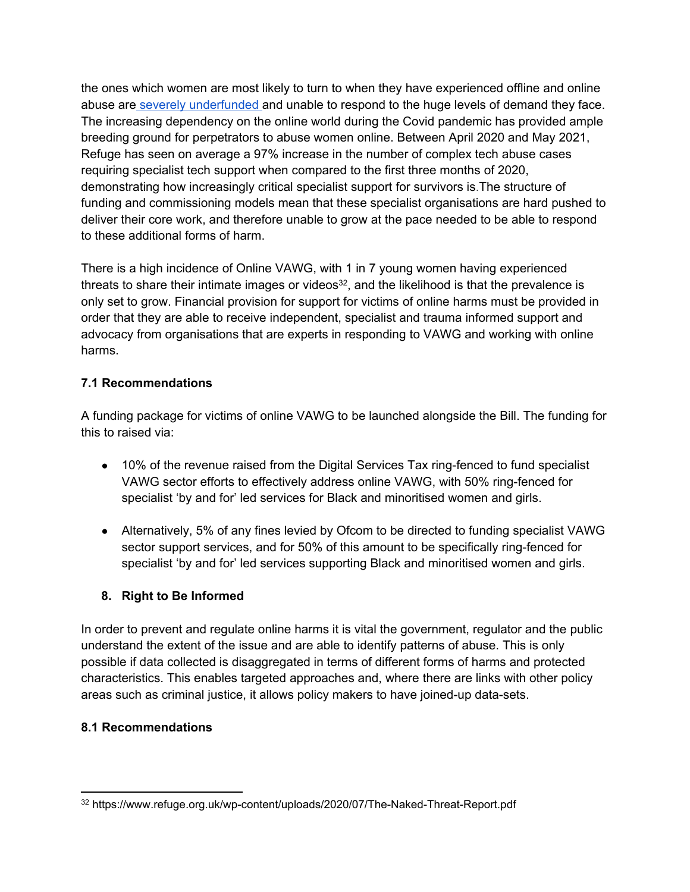the ones which women are most likely to turn to when they have experienced offline and online abuse are severely underfunded and unable to respond to the huge levels of demand they face. The increasing dependency on the online world during the Covid pandemic has provided ample breeding ground for perpetrators to abuse women online. Between April 2020 and May 2021, Refuge has seen on average a 97% increase in the number of complex tech abuse cases requiring specialist tech support when compared to the first three months of 2020, demonstrating how increasingly critical specialist support for survivors is.The structure of funding and commissioning models mean that these specialist organisations are hard pushed to deliver their core work, and therefore unable to grow at the pace needed to be able to respond to these additional forms of harm.

There is a high incidence of Online VAWG, with 1 in 7 young women having experienced threats to share their intimate images or videos[32], and the likelihood is that the prevalence is only set to grow. Financial provision for support for victims of online harms must be provided in order that they are able to receive independent, specialist and trauma informed support and advocacy from organisations that are experts in responding to VAWG and working with online harms.

### 7.1 Recommendations

A funding package for victims of online VAWG to be launched alongside the Bill. The funding for this to raised via:

- 10% of the revenue raised from the Digital Services Tax ring-fenced to fund specialist VAWG sector efforts to effectively address online VAWG, with 50% ring-fenced for specialist 'by and for' led services for Black and minoritised women and girls.

- Alternatively, 5% of any fines levied by Ofcom to be directed to funding specialist VAWG sector support services, and for 50% of this amount to be specifically ring-fenced for specialist 'by and for' led services supporting Black and minoritised women and girls.

## 8. Right to Be Informed

In order to prevent and regulate online harms it is vital the government, regulator and the public understand the extent of the issue and are able to identify patterns of abuse. This is only possible if data collected is disaggregated in terms of different forms of harms and protected characteristics. This enables targeted approaches and, where there are links with other policy areas such as criminal justice, it allows policy makers to have joined-up data-sets.

### 8.1 Recommendations

[32] https://www.refuge.org.uk/wp-content/uploads/2020/07/The-Naked-Threat-Report.pdf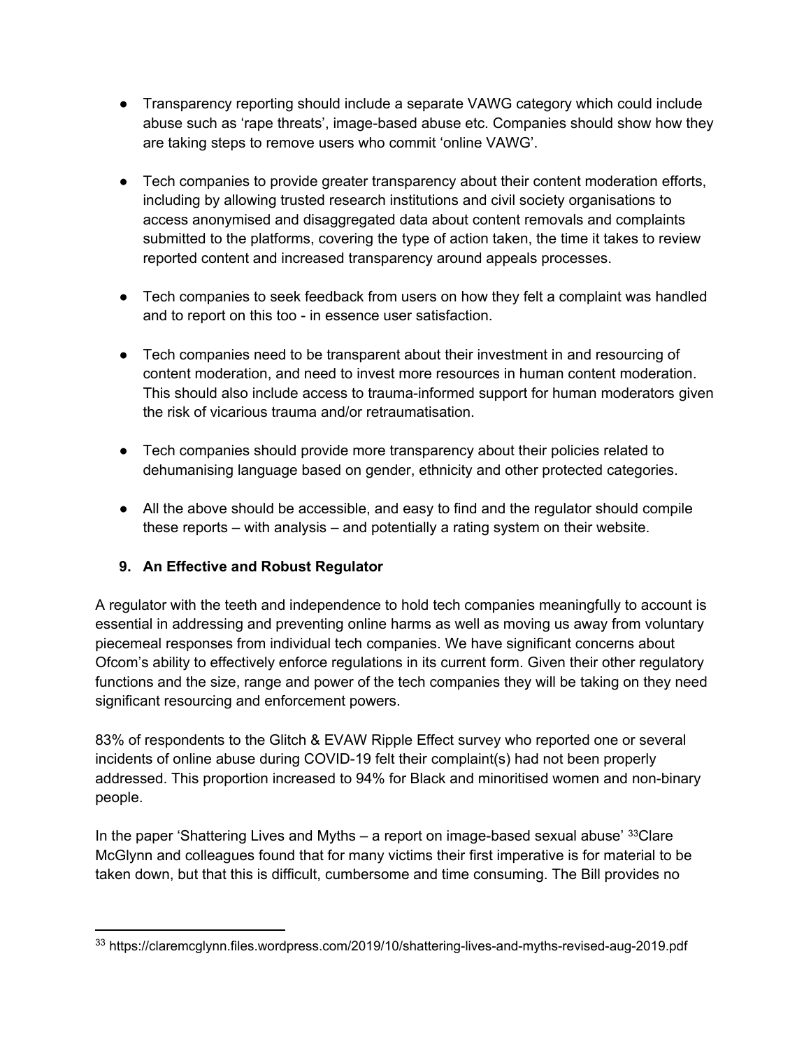- Transparency reporting should include a separate VAWG category which could include abuse such as 'rape threats', image-based abuse etc. Companies should show how they are taking steps to remove users who commit 'online VAWG'.

- Tech companies to provide greater transparency about their content moderation efforts, including by allowing trusted research institutions and civil society organisations to access anonymised and disaggregated data about content removals and complaints submitted to the platforms, covering the type of action taken, the time it takes to review reported content and increased transparency around appeals processes.

- Tech companies to seek feedback from users on how they felt a complaint was handled and to report on this too - in essence user satisfaction.

- Tech companies need to be transparent about their investment in and resourcing of content moderation, and need to invest more resources in human content moderation. This should also include access to trauma-informed support for human moderators given the risk of vicarious trauma and/or retraumatisation.

- Tech companies should provide more transparency about their policies related to dehumanising language based on gender, ethnicity and other protected categories.

- All the above should be accessible, and easy to find and the regulator should compile these reports – with analysis – and potentially a rating system on their website.

## 9. An Effective and Robust Regulator

A regulator with the teeth and independence to hold tech companies meaningfully to account is essential in addressing and preventing online harms as well as moving us away from voluntary piecemeal responses from individual tech companies. We have significant concerns about Ofcom's ability to effectively enforce regulations in its current form. Given their other regulatory functions and the size, range and power of the tech companies they will be taking on they need significant resourcing and enforcement powers.

83% of respondents to the Glitch & EVAW Ripple Effect survey who reported one or several incidents of online abuse during COVID-19 felt their complaint(s) had not been properly addressed. This proportion increased to 94% for Black and minoritised women and non-binary people.

In the paper 'Shattering Lives and Myths – a report on image-based sexual abuse' [33]Clare McGlynn and colleagues found that for many victims their first imperative is for material to be taken down, but that this is difficult, cumbersome and time consuming. The Bill provides no

[33] https://claremcglynn.files.wordpress.com/2019/10/shattering-lives-and-myths-revised-aug-2019.pdf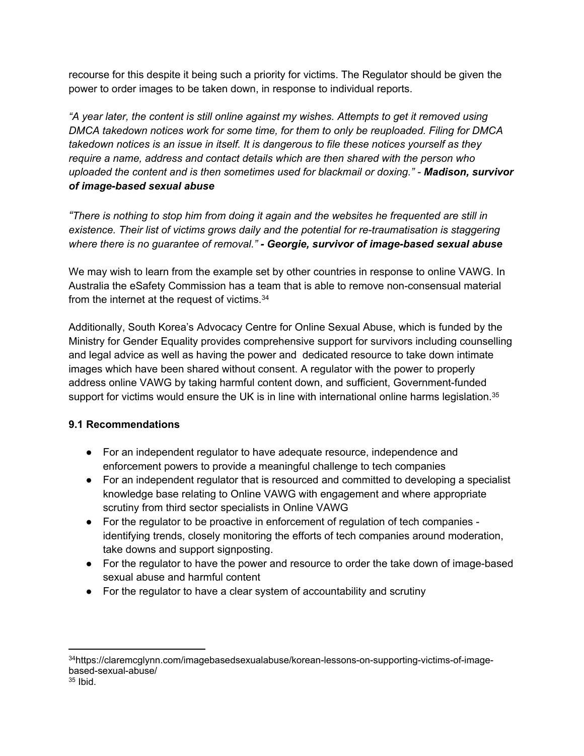recourse for this despite it being such a priority for victims. The Regulator should be given the power to order images to be taken down, in response to individual reports.

*"A year later, the content is still online against my wishes. Attempts to get it removed using DMCA takedown notices work for some time, for them to only be reuploaded. Filing for DMCA takedown notices is an issue in itself. It is dangerous to file these notices yourself as they require a name, address and contact details which are then shared with the person who uploaded the content and is then sometimes used for blackmail or doxing."* - ***Madison, survivor of image-based sexual abuse***

*"There is nothing to stop him from doing it again and the websites he frequented are still in existence. Their list of victims grows daily and the potential for re-traumatisation is staggering where there is no guarantee of removal."* ***- Georgie, survivor of image-based sexual abuse***

We may wish to learn from the example set by other countries in response to online VAWG. In Australia the eSafety Commission has a team that is able to remove non-consensual material from the internet at the request of victims.[34]

Additionally, South Korea's Advocacy Centre for Online Sexual Abuse, which is funded by the Ministry for Gender Equality provides comprehensive support for survivors including counselling and legal advice as well as having the power and dedicated resource to take down intimate images which have been shared without consent. A regulator with the power to properly address online VAWG by taking harmful content down, and sufficient, Government-funded support for victims would ensure the UK is in line with international online harms legislation.[35]

### 9.1 Recommendations

- For an independent regulator to have adequate resource, independence and enforcement powers to provide a meaningful challenge to tech companies
- For an independent regulator that is resourced and committed to developing a specialist knowledge base relating to Online VAWG with engagement and where appropriate scrutiny from third sector specialists in Online VAWG
- For the regulator to be proactive in enforcement of regulation of tech companies - identifying trends, closely monitoring the efforts of tech companies around moderation, take downs and support signposting.
- For the regulator to have the power and resource to order the take down of image-based sexual abuse and harmful content
- For the regulator to have a clear system of accountability and scrutiny

---

[34] https://claremcglynn.com/imagebasedsexualabuse/korean-lessons-on-supporting-victims-of-image-based-sexual-abuse/

[35] Ibid.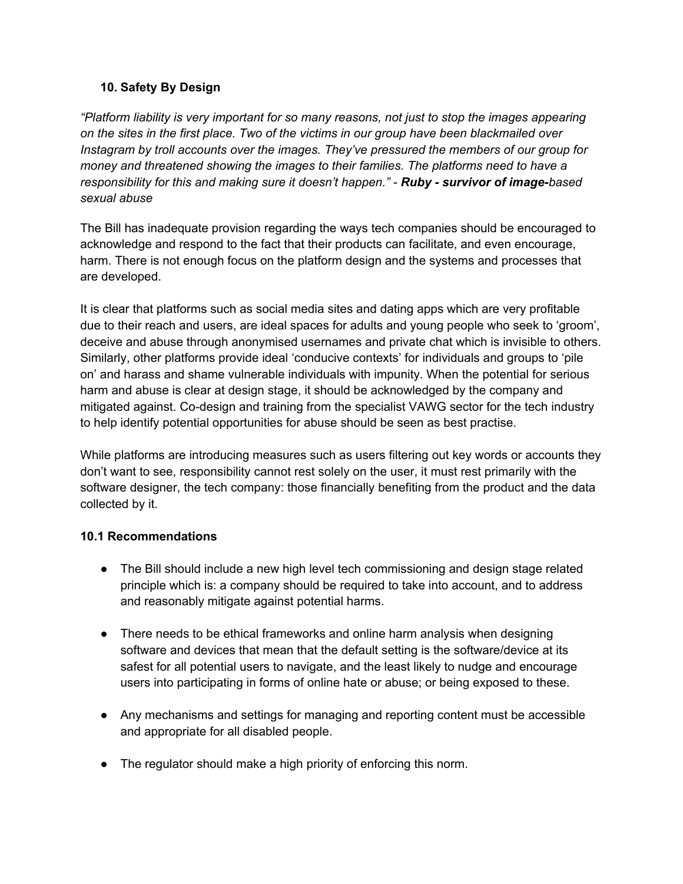## 10. Safety By Design

*"Platform liability is very important for so many reasons, not just to stop the images appearing on the sites in the first place. Two of the victims in our group have been blackmailed over Instagram by troll accounts over the images. They've pressured the members of our group for money and threatened showing the images to their families. The platforms need to have a responsibility for this and making sure it doesn't happen."* - ***Ruby - survivor of image-****based sexual abuse*

The Bill has inadequate provision regarding the ways tech companies should be encouraged to acknowledge and respond to the fact that their products can facilitate, and even encourage, harm. There is not enough focus on the platform design and the systems and processes that are developed.

It is clear that platforms such as social media sites and dating apps which are very profitable due to their reach and users, are ideal spaces for adults and young people who seek to 'groom', deceive and abuse through anonymised usernames and private chat which is invisible to others. Similarly, other platforms provide ideal 'conducive contexts' for individuals and groups to 'pile on' and harass and shame vulnerable individuals with impunity. When the potential for serious harm and abuse is clear at design stage, it should be acknowledged by the company and mitigated against. Co-design and training from the specialist VAWG sector for the tech industry to help identify potential opportunities for abuse should be seen as best practise.

While platforms are introducing measures such as users filtering out key words or accounts they don't want to see, responsibility cannot rest solely on the user, it must rest primarily with the software designer, the tech company: those financially benefiting from the product and the data collected by it.

### 10.1 Recommendations

- The Bill should include a new high level tech commissioning and design stage related principle which is: a company should be required to take into account, and to address and reasonably mitigate against potential harms.
- There needs to be ethical frameworks and online harm analysis when designing software and devices that mean that the default setting is the software/device at its safest for all potential users to navigate, and the least likely to nudge and encourage users into participating in forms of online hate or abuse; or being exposed to these.
- Any mechanisms and settings for managing and reporting content must be accessible and appropriate for all disabled people.
- The regulator should make a high priority of enforcing this norm.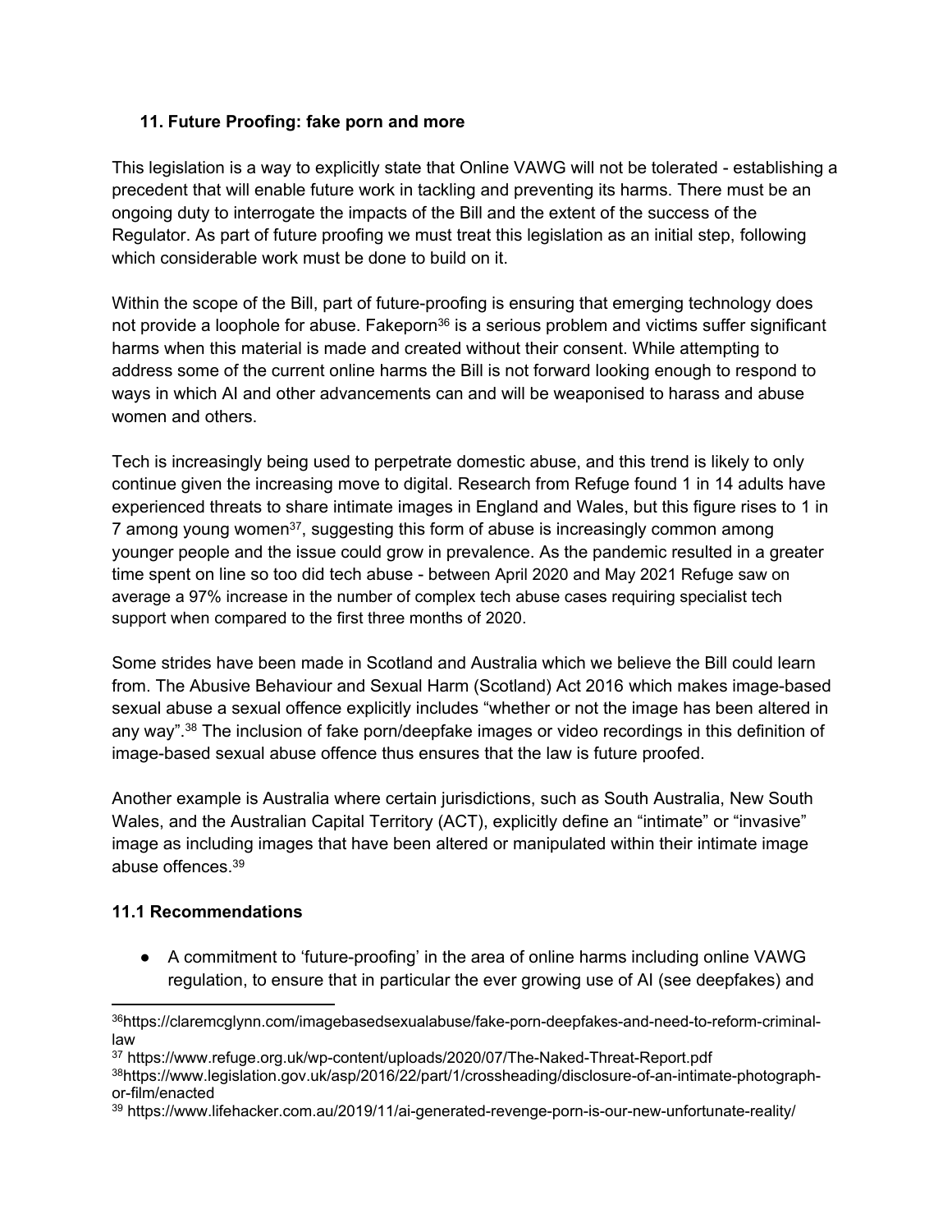### 11. Future Proofing: fake porn and more

This legislation is a way to explicitly state that Online VAWG will not be tolerated - establishing a precedent that will enable future work in tackling and preventing its harms. There must be an ongoing duty to interrogate the impacts of the Bill and the extent of the success of the Regulator. As part of future proofing we must treat this legislation as an initial step, following which considerable work must be done to build on it.

Within the scope of the Bill, part of future-proofing is ensuring that emerging technology does not provide a loophole for abuse. Fakeporn[36] is a serious problem and victims suffer significant harms when this material is made and created without their consent. While attempting to address some of the current online harms the Bill is not forward looking enough to respond to ways in which AI and other advancements can and will be weaponised to harass and abuse women and others.

Tech is increasingly being used to perpetrate domestic abuse, and this trend is likely to only continue given the increasing move to digital. Research from Refuge found 1 in 14 adults have experienced threats to share intimate images in England and Wales, but this figure rises to 1 in 7 among young women[37], suggesting this form of abuse is increasingly common among younger people and the issue could grow in prevalence. As the pandemic resulted in a greater time spent on line so too did tech abuse - between April 2020 and May 2021 Refuge saw on average a 97% increase in the number of complex tech abuse cases requiring specialist tech support when compared to the first three months of 2020.

Some strides have been made in Scotland and Australia which we believe the Bill could learn from. The Abusive Behaviour and Sexual Harm (Scotland) Act 2016 which makes image-based sexual abuse a sexual offence explicitly includes "whether or not the image has been altered in any way".[38] The inclusion of fake porn/deepfake images or video recordings in this definition of image-based sexual abuse offence thus ensures that the law is future proofed.

Another example is Australia where certain jurisdictions, such as South Australia, New South Wales, and the Australian Capital Territory (ACT), explicitly define an "intimate" or "invasive" image as including images that have been altered or manipulated within their intimate image abuse offences.[39]

### 11.1 Recommendations

- A commitment to 'future-proofing' in the area of online harms including online VAWG regulation, to ensure that in particular the ever growing use of AI (see deepfakes) and

---

[36] https://claremcglynn.com/imagebasedsexualabuse/fake-porn-deepfakes-and-need-to-reform-criminal-law

[37] https://www.refuge.org.uk/wp-content/uploads/2020/07/The-Naked-Threat-Report.pdf

[38] https://www.legislation.gov.uk/asp/2016/22/part/1/crossheading/disclosure-of-an-intimate-photograph-or-film/enacted

[39] https://www.lifehacker.com.au/2019/11/ai-generated-revenge-porn-is-our-new-unfortunate-reality/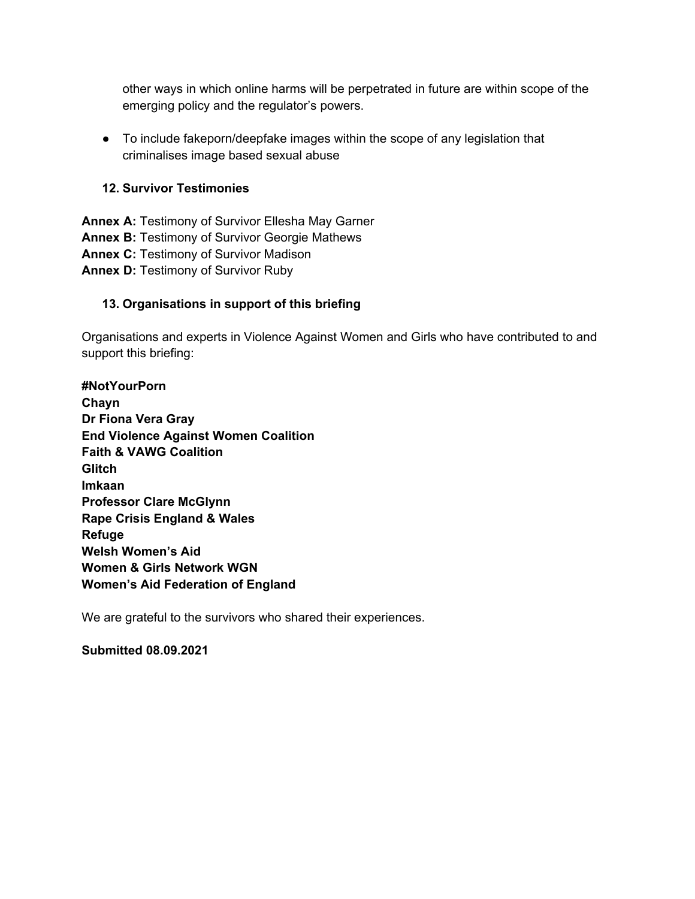other ways in which online harms will be perpetrated in future are within scope of the emerging policy and the regulator's powers.

- To include fakeporn/deepfake images within the scope of any legislation that criminalises image based sexual abuse

### 12. Survivor Testimonies

**Annex A:** Testimony of Survivor Ellesha May Garner
**Annex B:** Testimony of Survivor Georgie Mathews
**Annex C:** Testimony of Survivor Madison
**Annex D:** Testimony of Survivor Ruby

### 13. Organisations in support of this briefing

Organisations and experts in Violence Against Women and Girls who have contributed to and support this briefing:

**#NotYourPorn**
**Chayn**
**Dr Fiona Vera Gray**
**End Violence Against Women Coalition**
**Faith & VAWG Coalition**
**Glitch**
**Imkaan**
**Professor Clare McGlynn**
**Rape Crisis England & Wales**
**Refuge**
**Welsh Women's Aid**
**Women & Girls Network WGN**
**Women's Aid Federation of England**

We are grateful to the survivors who shared their experiences.

**Submitted 08.09.2021**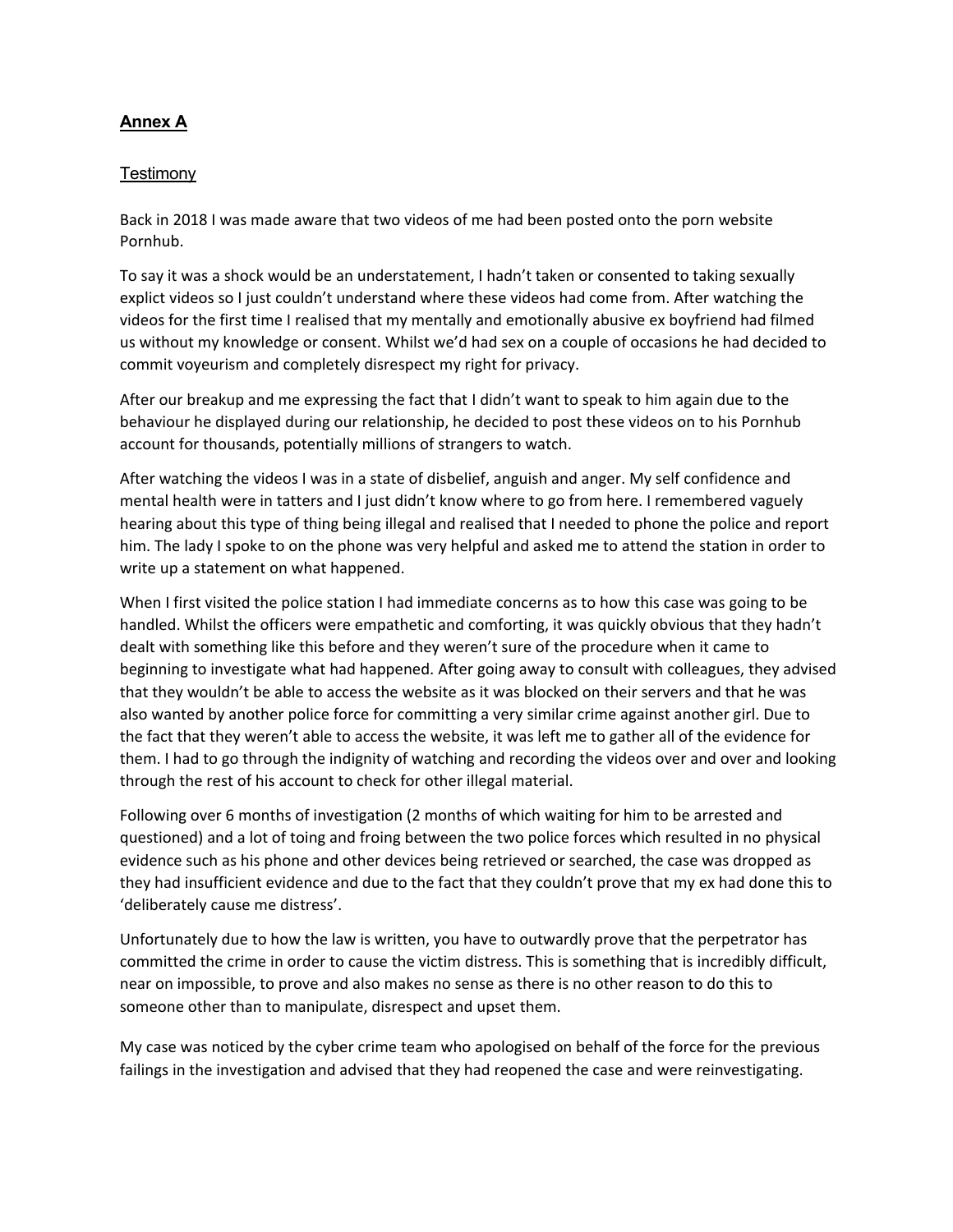## **Annex A**

### Testimony

Back in 2018 I was made aware that two videos of me had been posted onto the porn website Pornhub.

To say it was a shock would be an understatement, I hadn't taken or consented to taking sexually explict videos so I just couldn't understand where these videos had come from. After watching the videos for the first time I realised that my mentally and emotionally abusive ex boyfriend had filmed us without my knowledge or consent. Whilst we'd had sex on a couple of occasions he had decided to commit voyeurism and completely disrespect my right for privacy.

After our breakup and me expressing the fact that I didn't want to speak to him again due to the behaviour he displayed during our relationship, he decided to post these videos on to his Pornhub account for thousands, potentially millions of strangers to watch.

After watching the videos I was in a state of disbelief, anguish and anger. My self confidence and mental health were in tatters and I just didn't know where to go from here. I remembered vaguely hearing about this type of thing being illegal and realised that I needed to phone the police and report him. The lady I spoke to on the phone was very helpful and asked me to attend the station in order to write up a statement on what happened.

When I first visited the police station I had immediate concerns as to how this case was going to be handled. Whilst the officers were empathetic and comforting, it was quickly obvious that they hadn't dealt with something like this before and they weren't sure of the procedure when it came to beginning to investigate what had happened. After going away to consult with colleagues, they advised that they wouldn't be able to access the website as it was blocked on their servers and that he was also wanted by another police force for committing a very similar crime against another girl. Due to the fact that they weren't able to access the website, it was left me to gather all of the evidence for them. I had to go through the indignity of watching and recording the videos over and over and looking through the rest of his account to check for other illegal material.

Following over 6 months of investigation (2 months of which waiting for him to be arrested and questioned) and a lot of toing and froing between the two police forces which resulted in no physical evidence such as his phone and other devices being retrieved or searched, the case was dropped as they had insufficient evidence and due to the fact that they couldn't prove that my ex had done this to 'deliberately cause me distress'.

Unfortunately due to how the law is written, you have to outwardly prove that the perpetrator has committed the crime in order to cause the victim distress. This is something that is incredibly difficult, near on impossible, to prove and also makes no sense as there is no other reason to do this to someone other than to manipulate, disrespect and upset them.

My case was noticed by the cyber crime team who apologised on behalf of the force for the previous failings in the investigation and advised that they had reopened the case and were reinvestigating.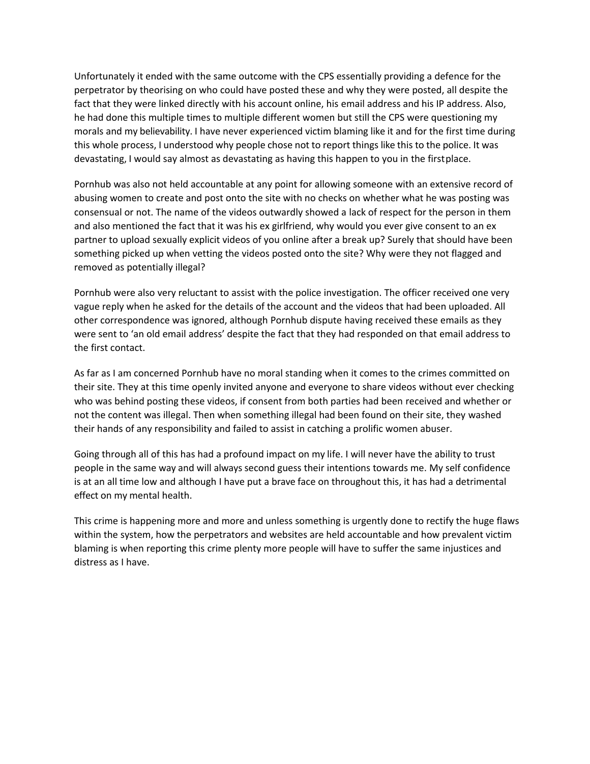Unfortunately it ended with the same outcome with the CPS essentially providing a defence for the perpetrator by theorising on who could have posted these and why they were posted, all despite the fact that they were linked directly with his account online, his email address and his IP address. Also, he had done this multiple times to multiple different women but still the CPS were questioning my morals and my believability. I have never experienced victim blaming like it and for the first time during this whole process, I understood why people chose not to report things like this to the police. It was devastating, I would say almost as devastating as having this happen to you in the first place.

Pornhub was also not held accountable at any point for allowing someone with an extensive record of abusing women to create and post onto the site with no checks on whether what he was posting was consensual or not. The name of the videos outwardly showed a lack of respect for the person in them and also mentioned the fact that it was his ex girlfriend, why would you ever give consent to an ex partner to upload sexually explicit videos of you online after a break up? Surely that should have been something picked up when vetting the videos posted onto the site? Why were they not flagged and removed as potentially illegal?

Pornhub were also very reluctant to assist with the police investigation. The officer received one very vague reply when he asked for the details of the account and the videos that had been uploaded. All other correspondence was ignored, although Pornhub dispute having received these emails as they were sent to 'an old email address' despite the fact that they had responded on that email address to the first contact.

As far as I am concerned Pornhub have no moral standing when it comes to the crimes committed on their site. They at this time openly invited anyone and everyone to share videos without ever checking who was behind posting these videos, if consent from both parties had been received and whether or not the content was illegal. Then when something illegal had been found on their site, they washed their hands of any responsibility and failed to assist in catching a prolific women abuser.

Going through all of this has had a profound impact on my life. I will never have the ability to trust people in the same way and will always second guess their intentions towards me. My self confidence is at an all time low and although I have put a brave face on throughout this, it has had a detrimental effect on my mental health.

This crime is happening more and more and unless something is urgently done to rectify the huge flaws within the system, how the perpetrators and websites are held accountable and how prevalent victim blaming is when reporting this crime plenty more people will have to suffer the same injustices and distress as I have.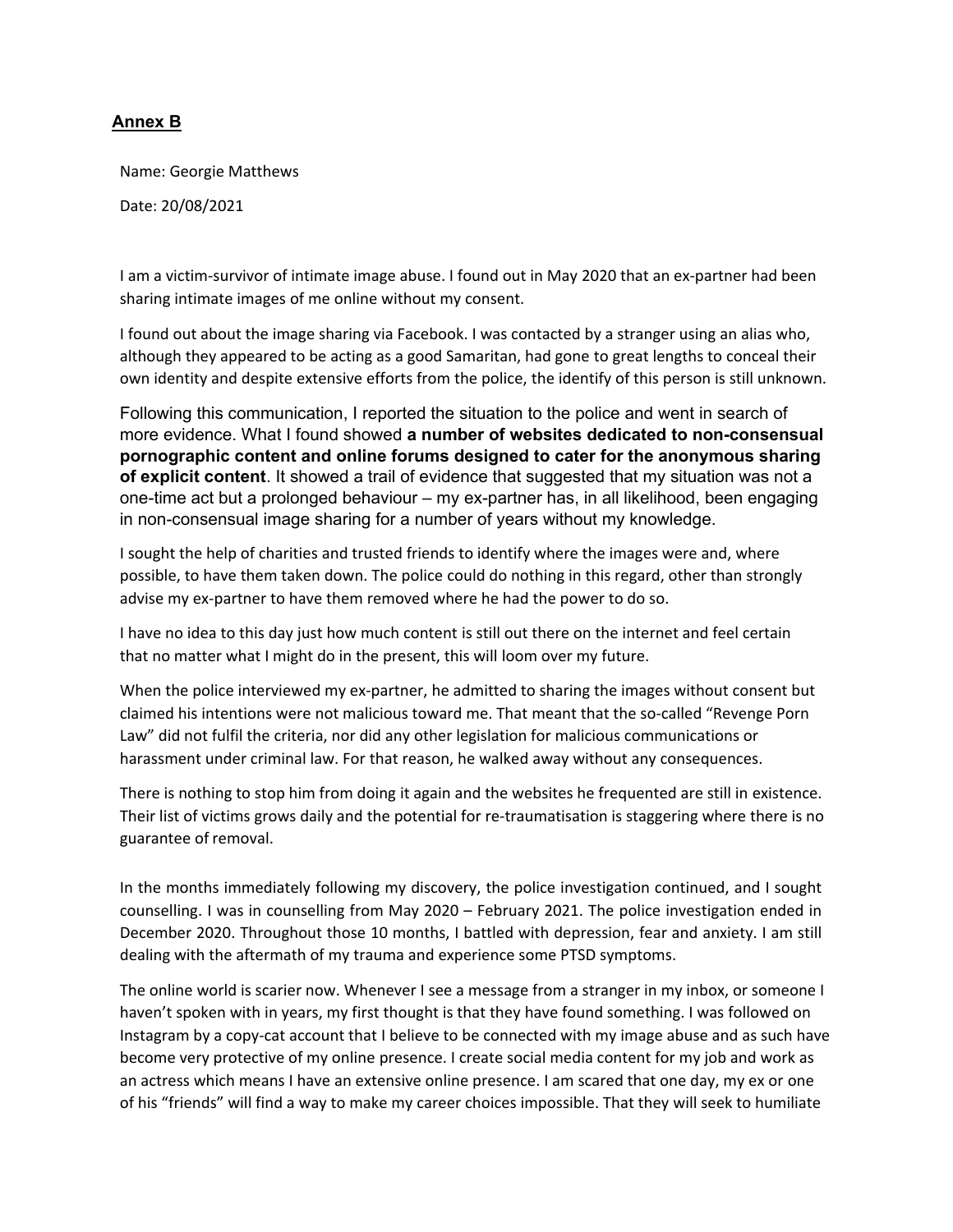## Annex B

Name: Georgie Matthews

Date: 20/08/2021

I am a victim-survivor of intimate image abuse. I found out in May 2020 that an ex-partner had been sharing intimate images of me online without my consent.

I found out about the image sharing via Facebook. I was contacted by a stranger using an alias who, although they appeared to be acting as a good Samaritan, had gone to great lengths to conceal their own identity and despite extensive efforts from the police, the identify of this person is still unknown.

Following this communication, I reported the situation to the police and went in search of more evidence. What I found showed **a number of websites dedicated to non-consensual pornographic content and online forums designed to cater for the anonymous sharing of explicit content**. It showed a trail of evidence that suggested that my situation was not a one-time act but a prolonged behaviour – my ex-partner has, in all likelihood, been engaging in non-consensual image sharing for a number of years without my knowledge.

I sought the help of charities and trusted friends to identify where the images were and, where possible, to have them taken down. The police could do nothing in this regard, other than strongly advise my ex-partner to have them removed where he had the power to do so.

I have no idea to this day just how much content is still out there on the internet and feel certain that no matter what I might do in the present, this will loom over my future.

When the police interviewed my ex-partner, he admitted to sharing the images without consent but claimed his intentions were not malicious toward me. That meant that the so-called "Revenge Porn Law" did not fulfil the criteria, nor did any other legislation for malicious communications or harassment under criminal law. For that reason, he walked away without any consequences.

There is nothing to stop him from doing it again and the websites he frequented are still in existence. Their list of victims grows daily and the potential for re-traumatisation is staggering where there is no guarantee of removal.

In the months immediately following my discovery, the police investigation continued, and I sought counselling. I was in counselling from May 2020 – February 2021. The police investigation ended in December 2020. Throughout those 10 months, I battled with depression, fear and anxiety. I am still dealing with the aftermath of my trauma and experience some PTSD symptoms.

The online world is scarier now. Whenever I see a message from a stranger in my inbox, or someone I haven't spoken with in years, my first thought is that they have found something. I was followed on Instagram by a copy-cat account that I believe to be connected with my image abuse and as such have become very protective of my online presence. I create social media content for my job and work as an actress which means I have an extensive online presence. I am scared that one day, my ex or one of his "friends" will find a way to make my career choices impossible. That they will seek to humiliate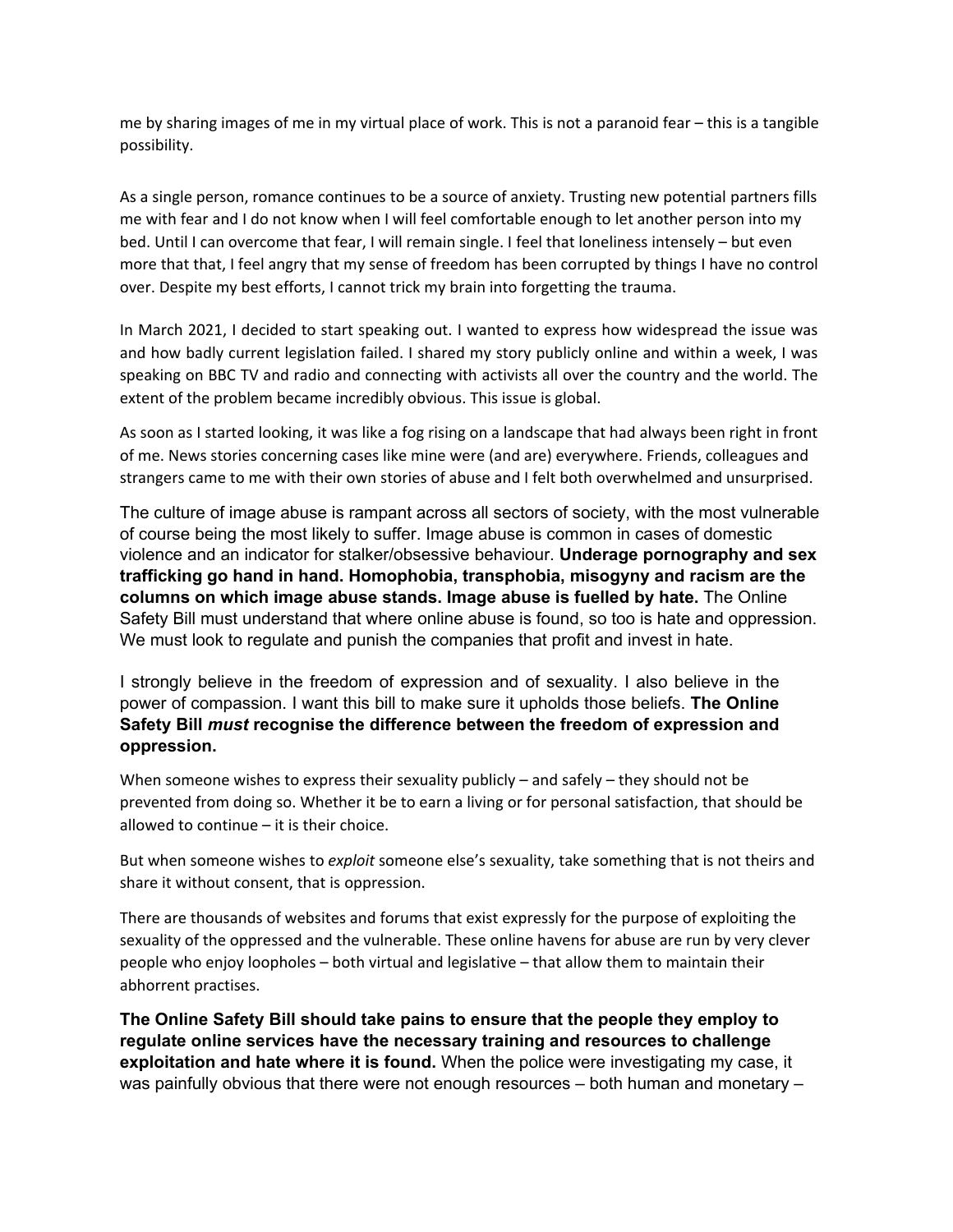me by sharing images of me in my virtual place of work. This is not a paranoid fear – this is a tangible possibility.

As a single person, romance continues to be a source of anxiety. Trusting new potential partners fills me with fear and I do not know when I will feel comfortable enough to let another person into my bed. Until I can overcome that fear, I will remain single. I feel that loneliness intensely – but even more that that, I feel angry that my sense of freedom has been corrupted by things I have no control over. Despite my best efforts, I cannot trick my brain into forgetting the trauma.

In March 2021, I decided to start speaking out. I wanted to express how widespread the issue was and how badly current legislation failed. I shared my story publicly online and within a week, I was speaking on BBC TV and radio and connecting with activists all over the country and the world. The extent of the problem became incredibly obvious. This issue is global.

As soon as I started looking, it was like a fog rising on a landscape that had always been right in front of me. News stories concerning cases like mine were (and are) everywhere. Friends, colleagues and strangers came to me with their own stories of abuse and I felt both overwhelmed and unsurprised.

The culture of image abuse is rampant across all sectors of society, with the most vulnerable of course being the most likely to suffer. Image abuse is common in cases of domestic violence and an indicator for stalker/obsessive behaviour. **Underage pornography and sex trafficking go hand in hand. Homophobia, transphobia, misogyny and racism are the columns on which image abuse stands. Image abuse is fuelled by hate.** The Online Safety Bill must understand that where online abuse is found, so too is hate and oppression. We must look to regulate and punish the companies that profit and invest in hate.

I strongly believe in the freedom of expression and of sexuality. I also believe in the power of compassion. I want this bill to make sure it upholds those beliefs. **The Online Safety Bill *must* recognise the difference between the freedom of expression and oppression.**

When someone wishes to express their sexuality publicly – and safely – they should not be prevented from doing so. Whether it be to earn a living or for personal satisfaction, that should be allowed to continue – it is their choice.

But when someone wishes to *exploit* someone else's sexuality, take something that is not theirs and share it without consent, that is oppression.

There are thousands of websites and forums that exist expressly for the purpose of exploiting the sexuality of the oppressed and the vulnerable. These online havens for abuse are run by very clever people who enjoy loopholes – both virtual and legislative – that allow them to maintain their abhorrent practises.

**The Online Safety Bill should take pains to ensure that the people they employ to regulate online services have the necessary training and resources to challenge exploitation and hate where it is found.** When the police were investigating my case, it was painfully obvious that there were not enough resources – both human and monetary –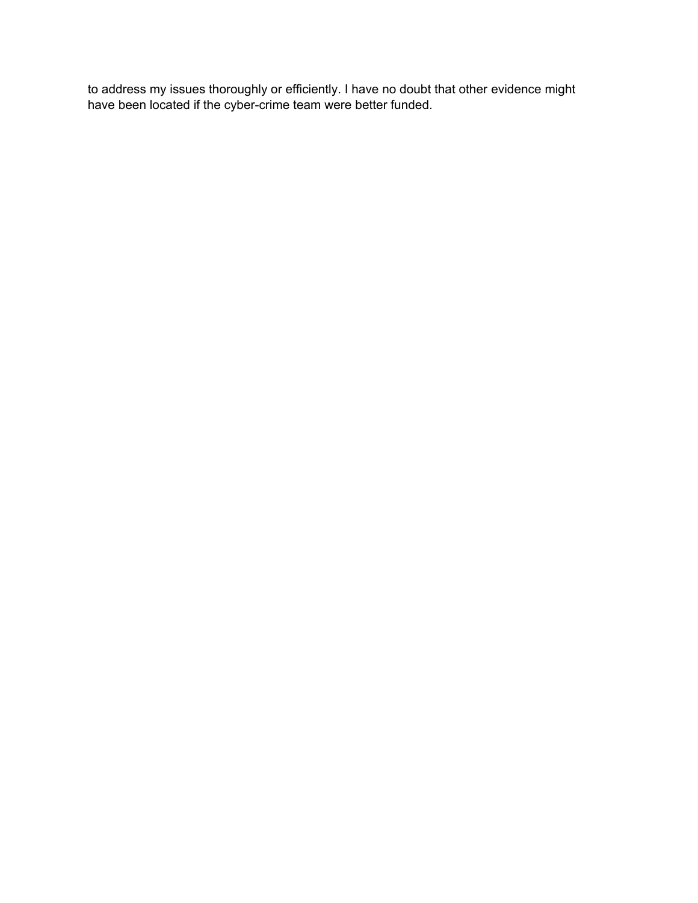to address my issues thoroughly or efficiently. I have no doubt that other evidence might have been located if the cyber-crime team were better funded.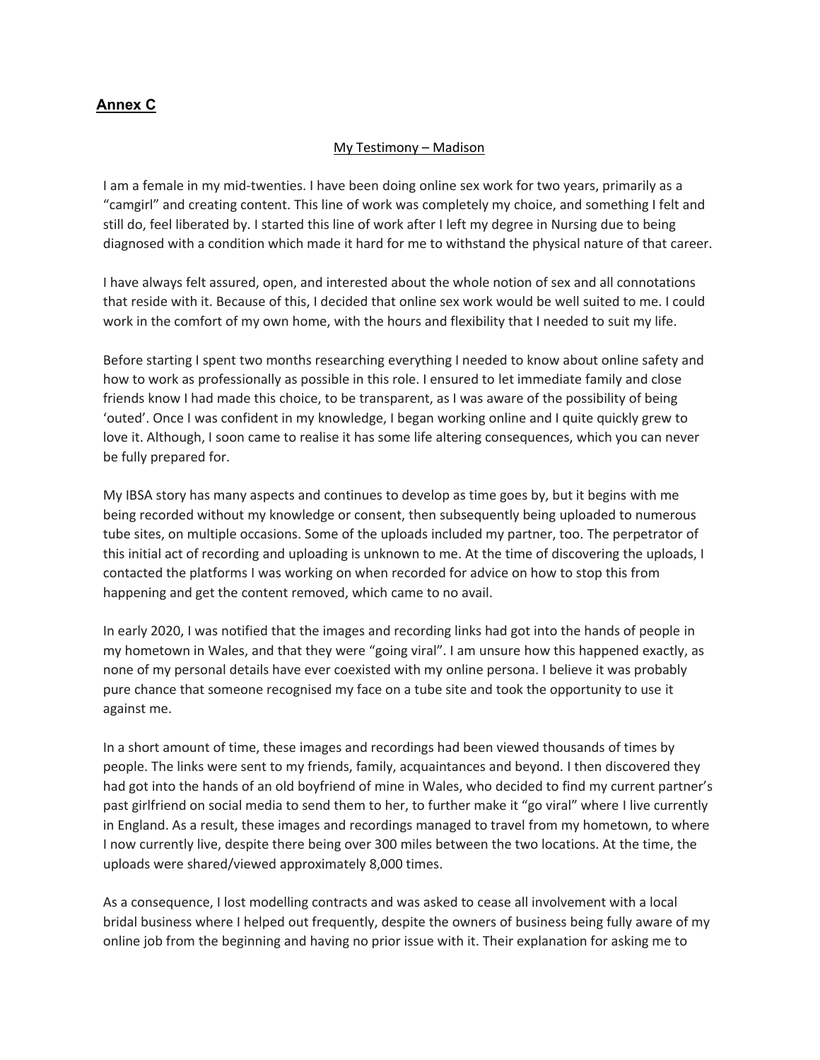## Annex C

My Testimony – Madison

I am a female in my mid-twenties. I have been doing online sex work for two years, primarily as a "camgirl" and creating content. This line of work was completely my choice, and something I felt and still do, feel liberated by. I started this line of work after I left my degree in Nursing due to being diagnosed with a condition which made it hard for me to withstand the physical nature of that career.

I have always felt assured, open, and interested about the whole notion of sex and all connotations that reside with it. Because of this, I decided that online sex work would be well suited to me. I could work in the comfort of my own home, with the hours and flexibility that I needed to suit my life.

Before starting I spent two months researching everything I needed to know about online safety and how to work as professionally as possible in this role. I ensured to let immediate family and close friends know I had made this choice, to be transparent, as I was aware of the possibility of being 'outed'. Once I was confident in my knowledge, I began working online and I quite quickly grew to love it. Although, I soon came to realise it has some life altering consequences, which you can never be fully prepared for.

My IBSA story has many aspects and continues to develop as time goes by, but it begins with me being recorded without my knowledge or consent, then subsequently being uploaded to numerous tube sites, on multiple occasions. Some of the uploads included my partner, too. The perpetrator of this initial act of recording and uploading is unknown to me. At the time of discovering the uploads, I contacted the platforms I was working on when recorded for advice on how to stop this from happening and get the content removed, which came to no avail.

In early 2020, I was notified that the images and recording links had got into the hands of people in my hometown in Wales, and that they were "going viral". I am unsure how this happened exactly, as none of my personal details have ever coexisted with my online persona. I believe it was probably pure chance that someone recognised my face on a tube site and took the opportunity to use it against me.

In a short amount of time, these images and recordings had been viewed thousands of times by people. The links were sent to my friends, family, acquaintances and beyond. I then discovered they had got into the hands of an old boyfriend of mine in Wales, who decided to find my current partner's past girlfriend on social media to send them to her, to further make it "go viral" where I live currently in England. As a result, these images and recordings managed to travel from my hometown, to where I now currently live, despite there being over 300 miles between the two locations. At the time, the uploads were shared/viewed approximately 8,000 times.

As a consequence, I lost modelling contracts and was asked to cease all involvement with a local bridal business where I helped out frequently, despite the owners of business being fully aware of my online job from the beginning and having no prior issue with it. Their explanation for asking me to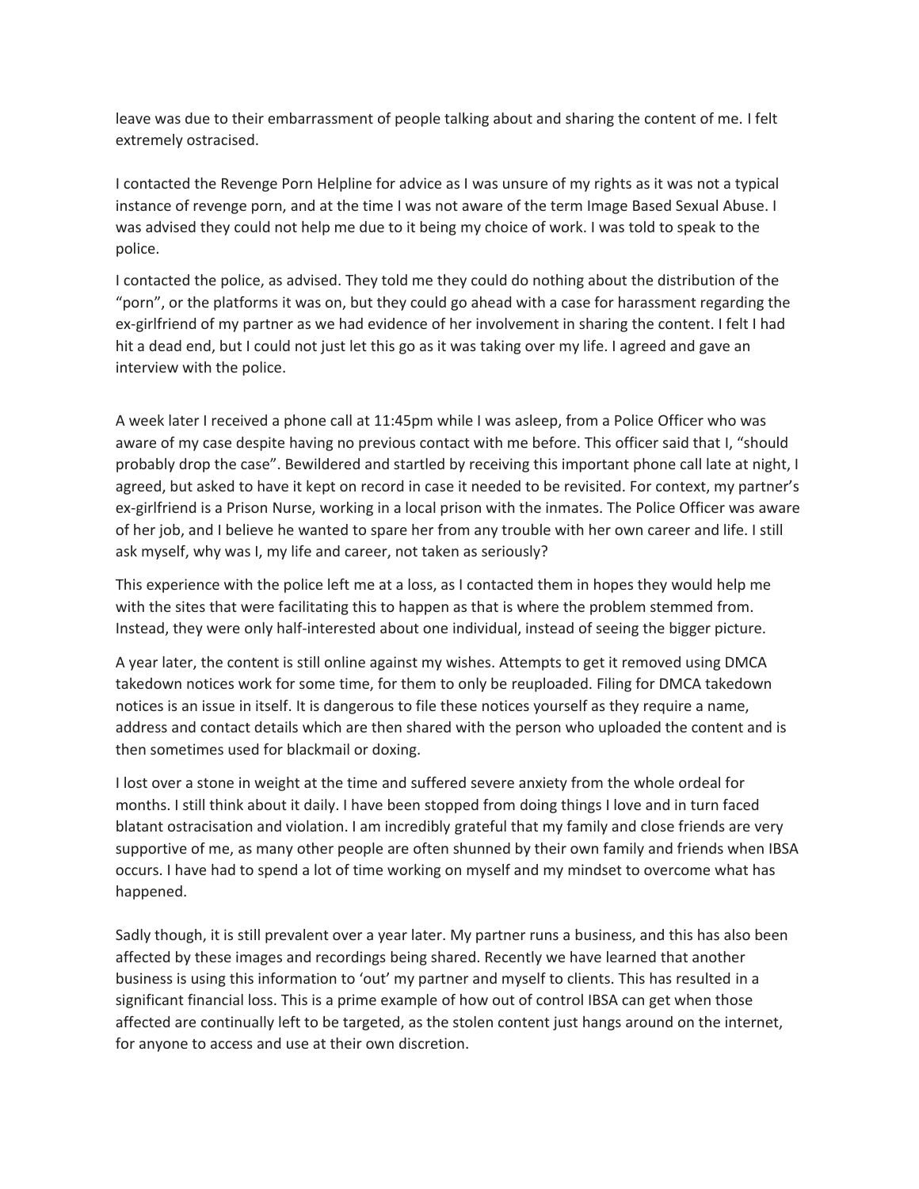leave was due to their embarrassment of people talking about and sharing the content of me. I felt extremely ostracised.

I contacted the Revenge Porn Helpline for advice as I was unsure of my rights as it was not a typical instance of revenge porn, and at the time I was not aware of the term Image Based Sexual Abuse. I was advised they could not help me due to it being my choice of work. I was told to speak to the police.

I contacted the police, as advised. They told me they could do nothing about the distribution of the "porn", or the platforms it was on, but they could go ahead with a case for harassment regarding the ex-girlfriend of my partner as we had evidence of her involvement in sharing the content. I felt I had hit a dead end, but I could not just let this go as it was taking over my life. I agreed and gave an interview with the police.

A week later I received a phone call at 11:45pm while I was asleep, from a Police Officer who was aware of my case despite having no previous contact with me before. This officer said that I, "should probably drop the case". Bewildered and startled by receiving this important phone call late at night, I agreed, but asked to have it kept on record in case it needed to be revisited. For context, my partner's ex-girlfriend is a Prison Nurse, working in a local prison with the inmates. The Police Officer was aware of her job, and I believe he wanted to spare her from any trouble with her own career and life. I still ask myself, why was I, my life and career, not taken as seriously?

This experience with the police left me at a loss, as I contacted them in hopes they would help me with the sites that were facilitating this to happen as that is where the problem stemmed from. Instead, they were only half-interested about one individual, instead of seeing the bigger picture.

A year later, the content is still online against my wishes. Attempts to get it removed using DMCA takedown notices work for some time, for them to only be reuploaded. Filing for DMCA takedown notices is an issue in itself. It is dangerous to file these notices yourself as they require a name, address and contact details which are then shared with the person who uploaded the content and is then sometimes used for blackmail or doxing.

I lost over a stone in weight at the time and suffered severe anxiety from the whole ordeal for months. I still think about it daily. I have been stopped from doing things I love and in turn faced blatant ostracisation and violation. I am incredibly grateful that my family and close friends are very supportive of me, as many other people are often shunned by their own family and friends when IBSA occurs. I have had to spend a lot of time working on myself and my mindset to overcome what has happened.

Sadly though, it is still prevalent over a year later. My partner runs a business, and this has also been affected by these images and recordings being shared. Recently we have learned that another business is using this information to 'out' my partner and myself to clients. This has resulted in a significant financial loss. This is a prime example of how out of control IBSA can get when those affected are continually left to be targeted, as the stolen content just hangs around on the internet, for anyone to access and use at their own discretion.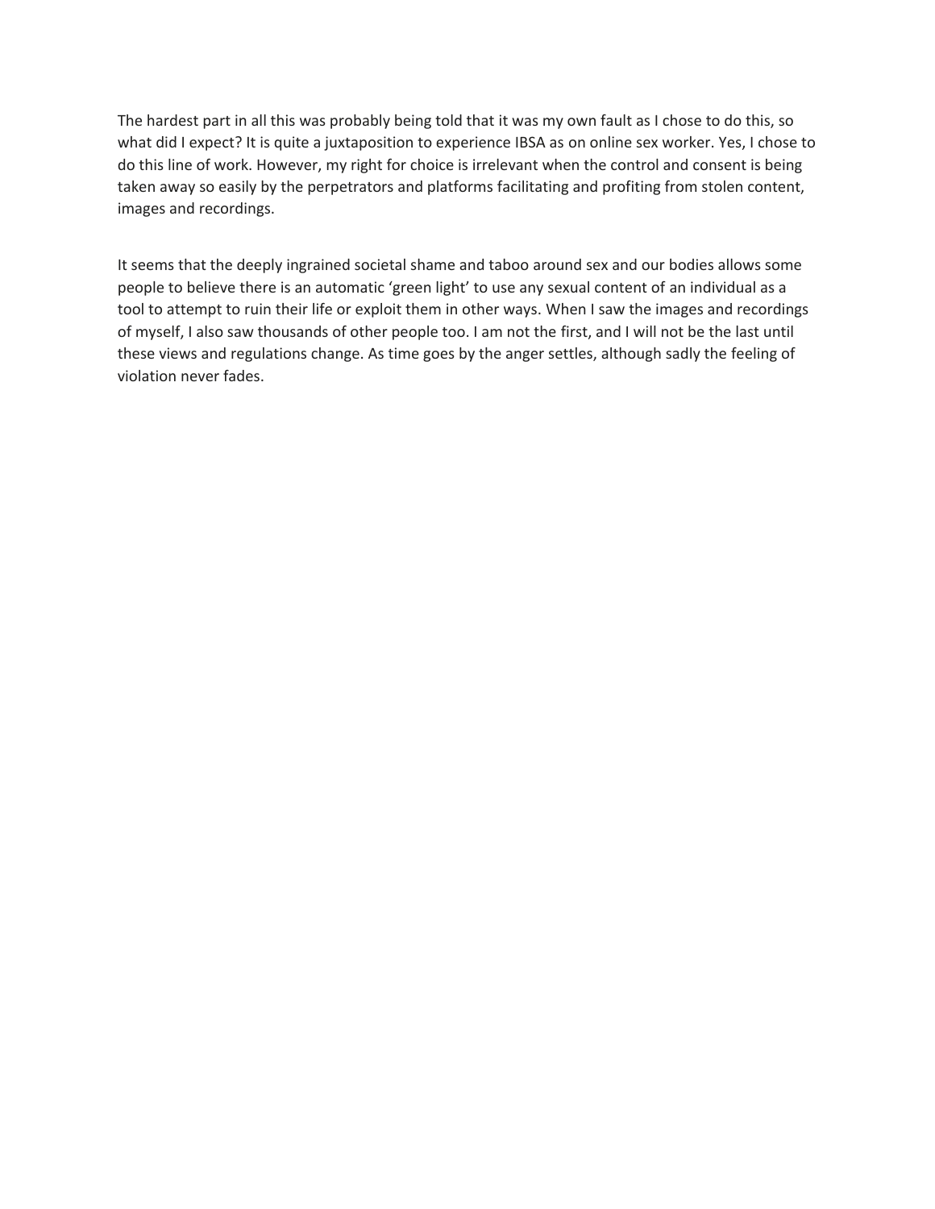The hardest part in all this was probably being told that it was my own fault as I chose to do this, so what did I expect? It is quite a juxtaposition to experience IBSA as on online sex worker. Yes, I chose to do this line of work. However, my right for choice is irrelevant when the control and consent is being taken away so easily by the perpetrators and platforms facilitating and profiting from stolen content, images and recordings.

It seems that the deeply ingrained societal shame and taboo around sex and our bodies allows some people to believe there is an automatic 'green light' to use any sexual content of an individual as a tool to attempt to ruin their life or exploit them in other ways. When I saw the images and recordings of myself, I also saw thousands of other people too. I am not the first, and I will not be the last until these views and regulations change. As time goes by the anger settles, although sadly the feeling of violation never fades.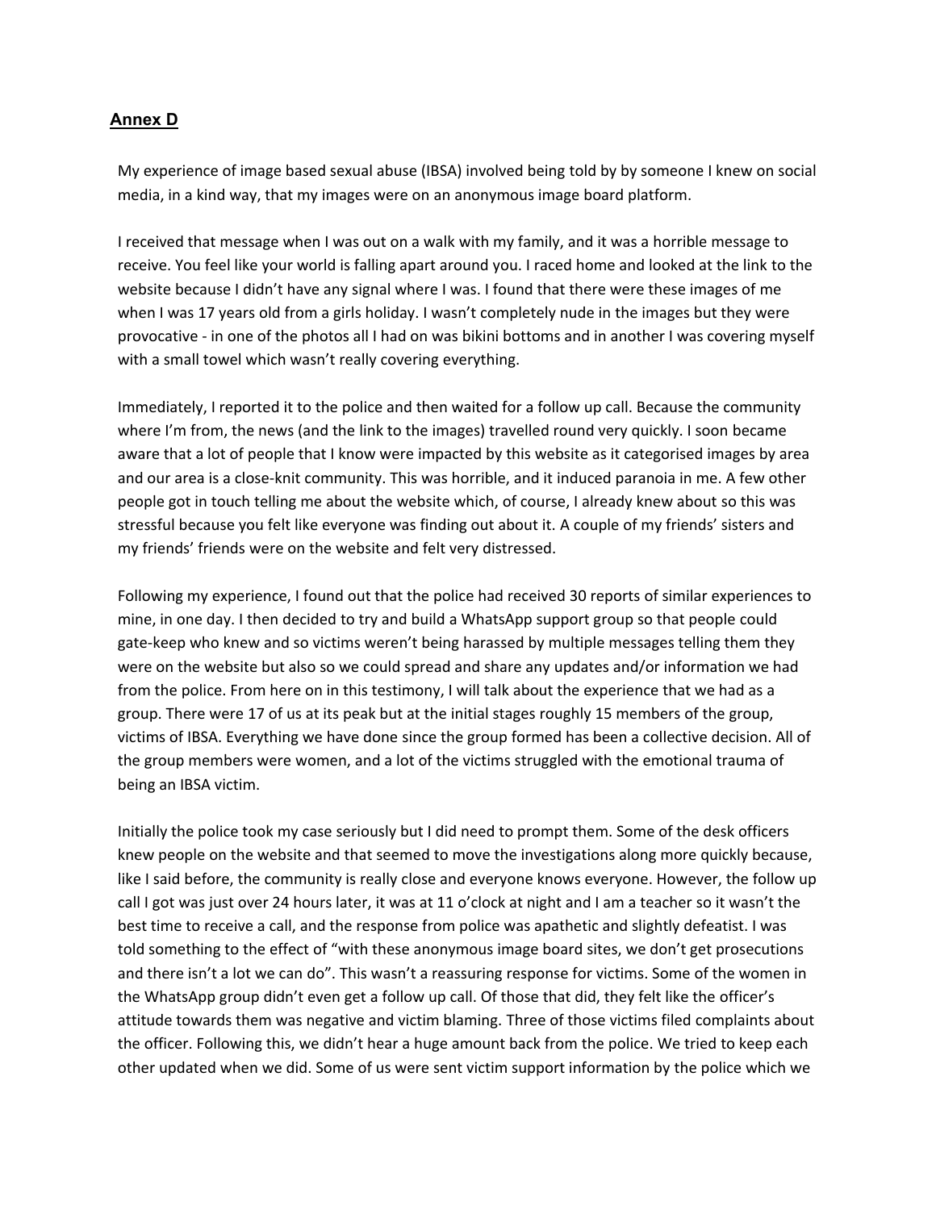## Annex D

My experience of image based sexual abuse (IBSA) involved being told by by someone I knew on social media, in a kind way, that my images were on an anonymous image board platform.

I received that message when I was out on a walk with my family, and it was a horrible message to receive. You feel like your world is falling apart around you. I raced home and looked at the link to the website because I didn't have any signal where I was. I found that there were these images of me when I was 17 years old from a girls holiday. I wasn't completely nude in the images but they were provocative - in one of the photos all I had on was bikini bottoms and in another I was covering myself with a small towel which wasn't really covering everything.

Immediately, I reported it to the police and then waited for a follow up call. Because the community where I'm from, the news (and the link to the images) travelled round very quickly. I soon became aware that a lot of people that I know were impacted by this website as it categorised images by area and our area is a close-knit community. This was horrible, and it induced paranoia in me. A few other people got in touch telling me about the website which, of course, I already knew about so this was stressful because you felt like everyone was finding out about it. A couple of my friends' sisters and my friends' friends were on the website and felt very distressed.

Following my experience, I found out that the police had received 30 reports of similar experiences to mine, in one day. I then decided to try and build a WhatsApp support group so that people could gate-keep who knew and so victims weren't being harassed by multiple messages telling them they were on the website but also so we could spread and share any updates and/or information we had from the police. From here on in this testimony, I will talk about the experience that we had as a group. There were 17 of us at its peak but at the initial stages roughly 15 members of the group, victims of IBSA. Everything we have done since the group formed has been a collective decision. All of the group members were women, and a lot of the victims struggled with the emotional trauma of being an IBSA victim.

Initially the police took my case seriously but I did need to prompt them. Some of the desk officers knew people on the website and that seemed to move the investigations along more quickly because, like I said before, the community is really close and everyone knows everyone. However, the follow up call I got was just over 24 hours later, it was at 11 o'clock at night and I am a teacher so it wasn't the best time to receive a call, and the response from police was apathetic and slightly defeatist. I was told something to the effect of "with these anonymous image board sites, we don't get prosecutions and there isn't a lot we can do". This wasn't a reassuring response for victims. Some of the women in the WhatsApp group didn't even get a follow up call. Of those that did, they felt like the officer's attitude towards them was negative and victim blaming. Three of those victims filed complaints about the officer. Following this, we didn't hear a huge amount back from the police. We tried to keep each other updated when we did. Some of us were sent victim support information by the police which we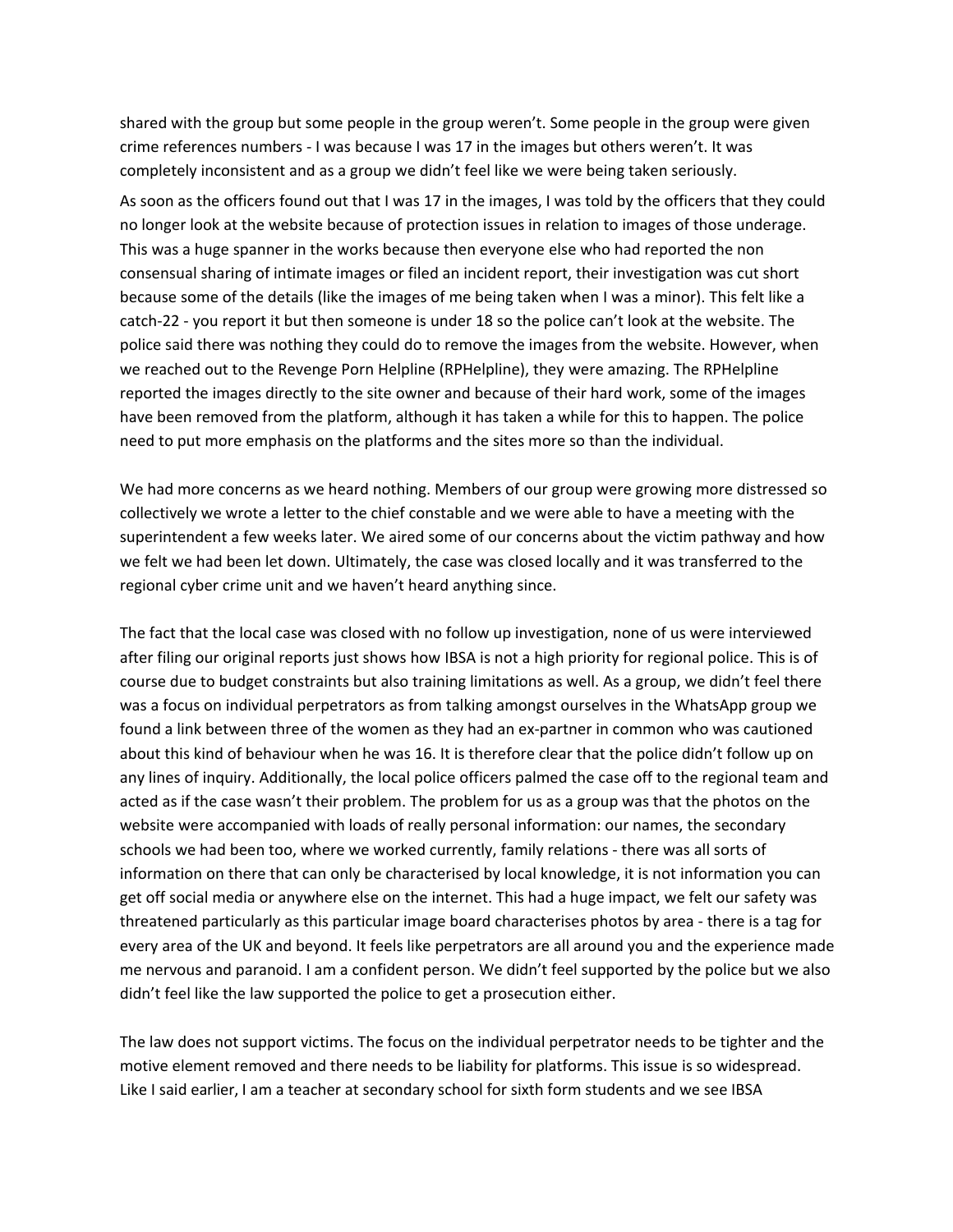shared with the group but some people in the group weren't. Some people in the group were given crime references numbers - I was because I was 17 in the images but others weren't. It was completely inconsistent and as a group we didn't feel like we were being taken seriously.

As soon as the officers found out that I was 17 in the images, I was told by the officers that they could no longer look at the website because of protection issues in relation to images of those underage. This was a huge spanner in the works because then everyone else who had reported the non consensual sharing of intimate images or filed an incident report, their investigation was cut short because some of the details (like the images of me being taken when I was a minor). This felt like a catch-22 - you report it but then someone is under 18 so the police can't look at the website. The police said there was nothing they could do to remove the images from the website. However, when we reached out to the Revenge Porn Helpline (RPHelpline), they were amazing. The RPHelpline reported the images directly to the site owner and because of their hard work, some of the images have been removed from the platform, although it has taken a while for this to happen. The police need to put more emphasis on the platforms and the sites more so than the individual.

We had more concerns as we heard nothing. Members of our group were growing more distressed so collectively we wrote a letter to the chief constable and we were able to have a meeting with the superintendent a few weeks later. We aired some of our concerns about the victim pathway and how we felt we had been let down. Ultimately, the case was closed locally and it was transferred to the regional cyber crime unit and we haven't heard anything since.

The fact that the local case was closed with no follow up investigation, none of us were interviewed after filing our original reports just shows how IBSA is not a high priority for regional police. This is of course due to budget constraints but also training limitations as well. As a group, we didn't feel there was a focus on individual perpetrators as from talking amongst ourselves in the WhatsApp group we found a link between three of the women as they had an ex-partner in common who was cautioned about this kind of behaviour when he was 16. It is therefore clear that the police didn't follow up on any lines of inquiry. Additionally, the local police officers palmed the case off to the regional team and acted as if the case wasn't their problem. The problem for us as a group was that the photos on the website were accompanied with loads of really personal information: our names, the secondary schools we had been too, where we worked currently, family relations - there was all sorts of information on there that can only be characterised by local knowledge, it is not information you can get off social media or anywhere else on the internet. This had a huge impact, we felt our safety was threatened particularly as this particular image board characterises photos by area - there is a tag for every area of the UK and beyond. It feels like perpetrators are all around you and the experience made me nervous and paranoid. I am a confident person. We didn't feel supported by the police but we also didn't feel like the law supported the police to get a prosecution either.

The law does not support victims. The focus on the individual perpetrator needs to be tighter and the motive element removed and there needs to be liability for platforms. This issue is so widespread. Like I said earlier, I am a teacher at secondary school for sixth form students and we see IBSA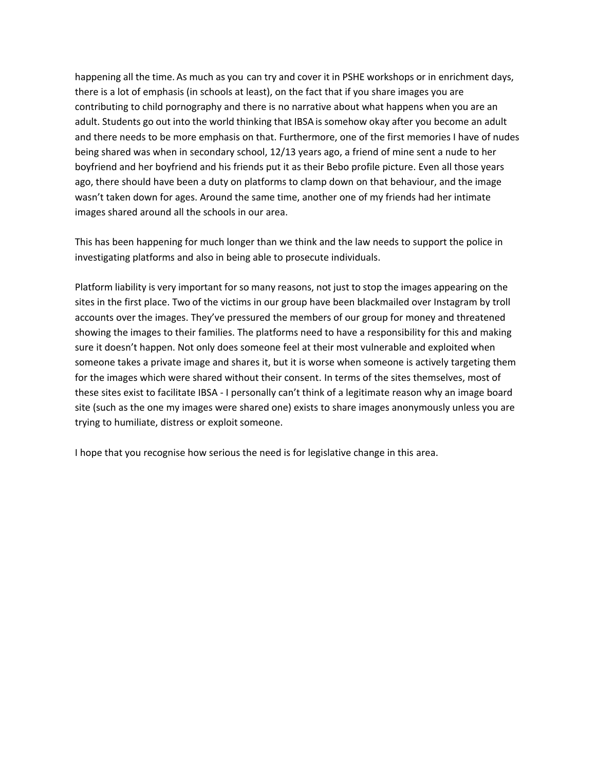happening all the time. As much as you can try and cover it in PSHE workshops or in enrichment days, there is a lot of emphasis (in schools at least), on the fact that if you share images you are contributing to child pornography and there is no narrative about what happens when you are an adult. Students go out into the world thinking that IBSA is somehow okay after you become an adult and there needs to be more emphasis on that. Furthermore, one of the first memories I have of nudes being shared was when in secondary school, 12/13 years ago, a friend of mine sent a nude to her boyfriend and her boyfriend and his friends put it as their Bebo profile picture. Even all those years ago, there should have been a duty on platforms to clamp down on that behaviour, and the image wasn't taken down for ages. Around the same time, another one of my friends had her intimate images shared around all the schools in our area.

This has been happening for much longer than we think and the law needs to support the police in investigating platforms and also in being able to prosecute individuals.

Platform liability is very important for so many reasons, not just to stop the images appearing on the sites in the first place. Two of the victims in our group have been blackmailed over Instagram by troll accounts over the images. They've pressured the members of our group for money and threatened showing the images to their families. The platforms need to have a responsibility for this and making sure it doesn't happen. Not only does someone feel at their most vulnerable and exploited when someone takes a private image and shares it, but it is worse when someone is actively targeting them for the images which were shared without their consent. In terms of the sites themselves, most of these sites exist to facilitate IBSA - I personally can't think of a legitimate reason why an image board site (such as the one my images were shared one) exists to share images anonymously unless you are trying to humiliate, distress or exploit someone.

I hope that you recognise how serious the need is for legislative change in this area.